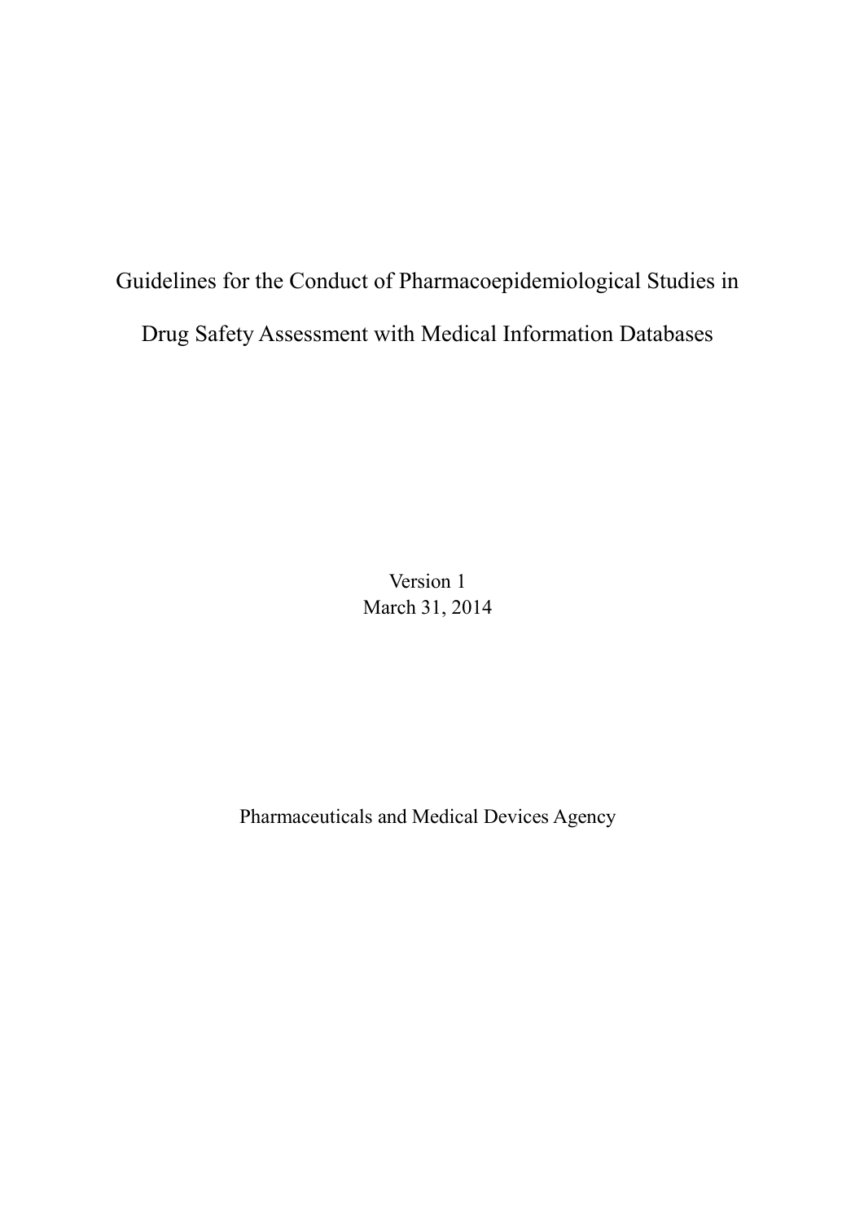# Guidelines for the Conduct of Pharmacoepidemiological Studies in Drug Safety Assessment with Medical Information Databases

Version 1
March 31, 2014

Pharmaceuticals and Medical Devices Agency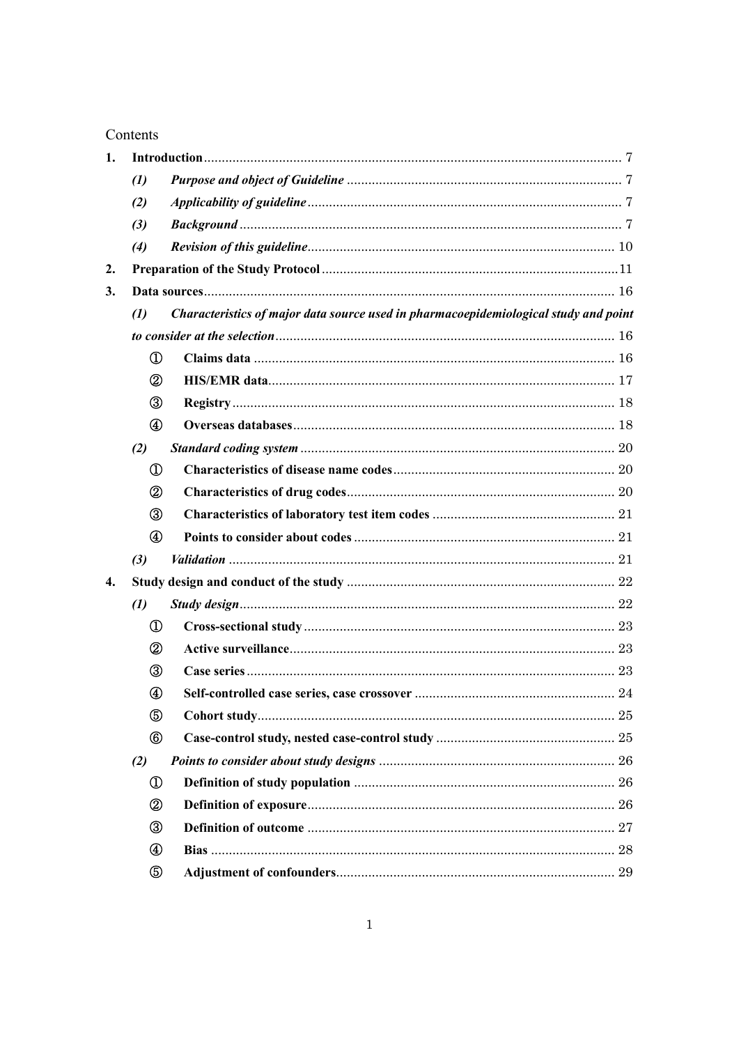Contents

**1. Introduction** ........ 7

- ***(1) Purpose and object of Guideline*** ........ 7
- ***(2) Applicability of guideline*** ........ 7
- ***(3) Background*** ........ 7
- ***(4) Revision of this guideline*** ........ 10

**2. Preparation of the Study Protocol** ........ 11

**3. Data sources** ........ 16

- ***(1) Characteristics of major data source used in pharmacoepidemiological study and point to consider at the selection*** ........ 16
  - **① Claims data** ........ 16
  - **② HIS/EMR data** ........ 17
  - **③ Registry** ........ 18
  - **④ Overseas databases** ........ 18
- ***(2) Standard coding system*** ........ 20
  - **① Characteristics of disease name codes** ........ 20
  - **② Characteristics of drug codes** ........ 20
  - **③ Characteristics of laboratory test item codes** ........ 21
  - **④ Points to consider about codes** ........ 21
- ***(3) Validation*** ........ 21

**4. Study design and conduct of the study** ........ 22

- ***(1) Study design*** ........ 22
  - **① Cross-sectional study** ........ 23
  - **② Active surveillance** ........ 23
  - **③ Case series** ........ 23
  - **④ Self-controlled case series, case crossover** ........ 24
  - **⑤ Cohort study** ........ 25
  - **⑥ Case-control study, nested case-control study** ........ 25
- ***(2) Points to consider about study designs*** ........ 26
  - **① Definition of study population** ........ 26
  - **② Definition of exposure** ........ 26
  - **③ Definition of outcome** ........ 27
  - **④ Bias** ........ 28
  - **⑤ Adjustment of confounders** ........ 29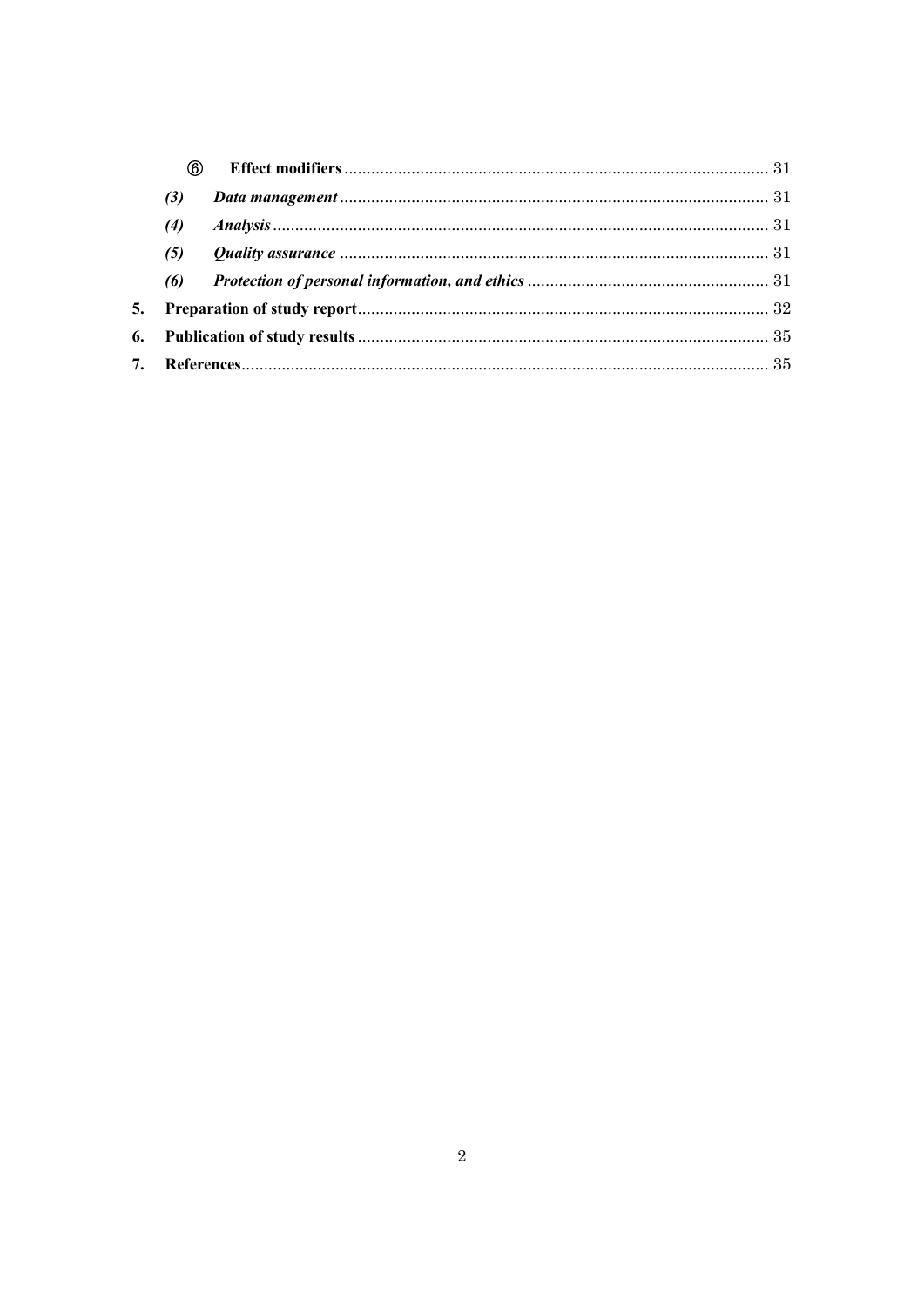⑥ **Effect modifiers** .......... 31

***(3) Data management*** .......... 31

***(4) Analysis*** .......... 31

***(5) Quality assurance*** .......... 31

***(6) Protection of personal information, and ethics*** .......... 31

**5. Preparation of study report** .......... 32

**6. Publication of study results** .......... 35

**7. References** .......... 35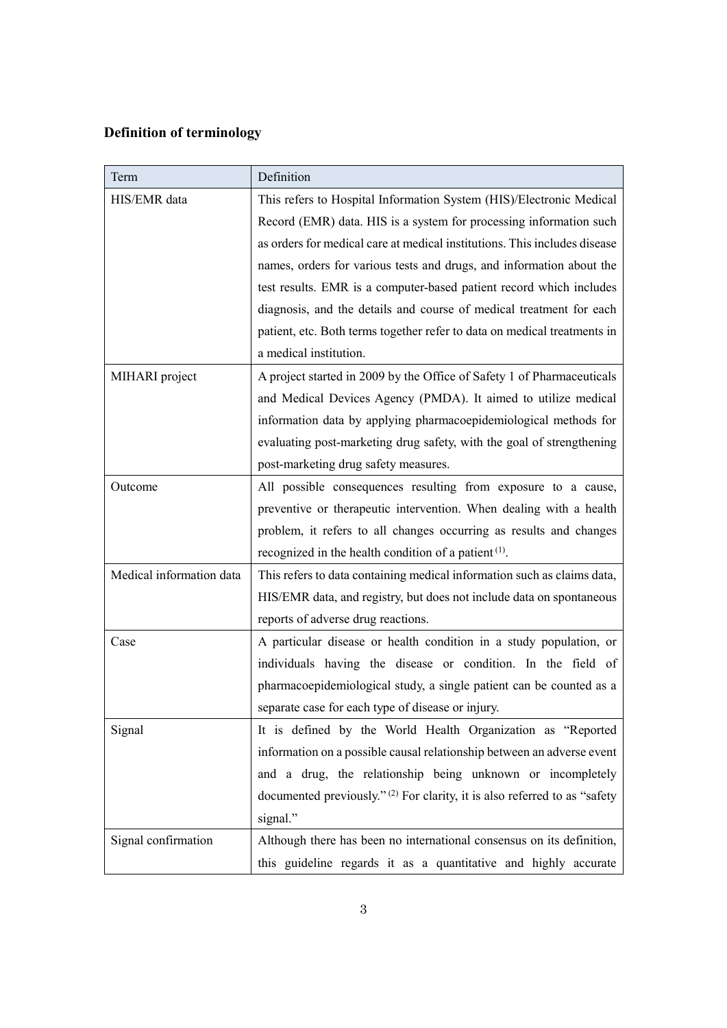## Definition of terminology

| Term | Definition |
| --- | --- |
| HIS/EMR data | This refers to Hospital Information System (HIS)/Electronic Medical Record (EMR) data. HIS is a system for processing information such as orders for medical care at medical institutions. This includes disease names, orders for various tests and drugs, and information about the test results. EMR is a computer-based patient record which includes diagnosis, and the details and course of medical treatment for each patient, etc. Both terms together refer to data on medical treatments in a medical institution. |
| MIHARI project | A project started in 2009 by the Office of Safety 1 of Pharmaceuticals and Medical Devices Agency (PMDA). It aimed to utilize medical information data by applying pharmacoepidemiological methods for evaluating post-marketing drug safety, with the goal of strengthening post-marketing drug safety measures. |
| Outcome | All possible consequences resulting from exposure to a cause, preventive or therapeutic intervention. When dealing with a health problem, it refers to all changes occurring as results and changes recognized in the health condition of a patient [(1)]. |
| Medical information data | This refers to data containing medical information such as claims data, HIS/EMR data, and registry, but does not include data on spontaneous reports of adverse drug reactions. |
| Case | A particular disease or health condition in a study population, or individuals having the disease or condition. In the field of pharmacoepidemiological study, a single patient can be counted as a separate case for each type of disease or injury. |
| Signal | It is defined by the World Health Organization as "Reported information on a possible causal relationship between an adverse event and a drug, the relationship being unknown or incompletely documented previously." [(2)] For clarity, it is also referred to as "safety signal." |
| Signal confirmation | Although there has been no international consensus on its definition, this guideline regards it as a quantitative and highly accurate |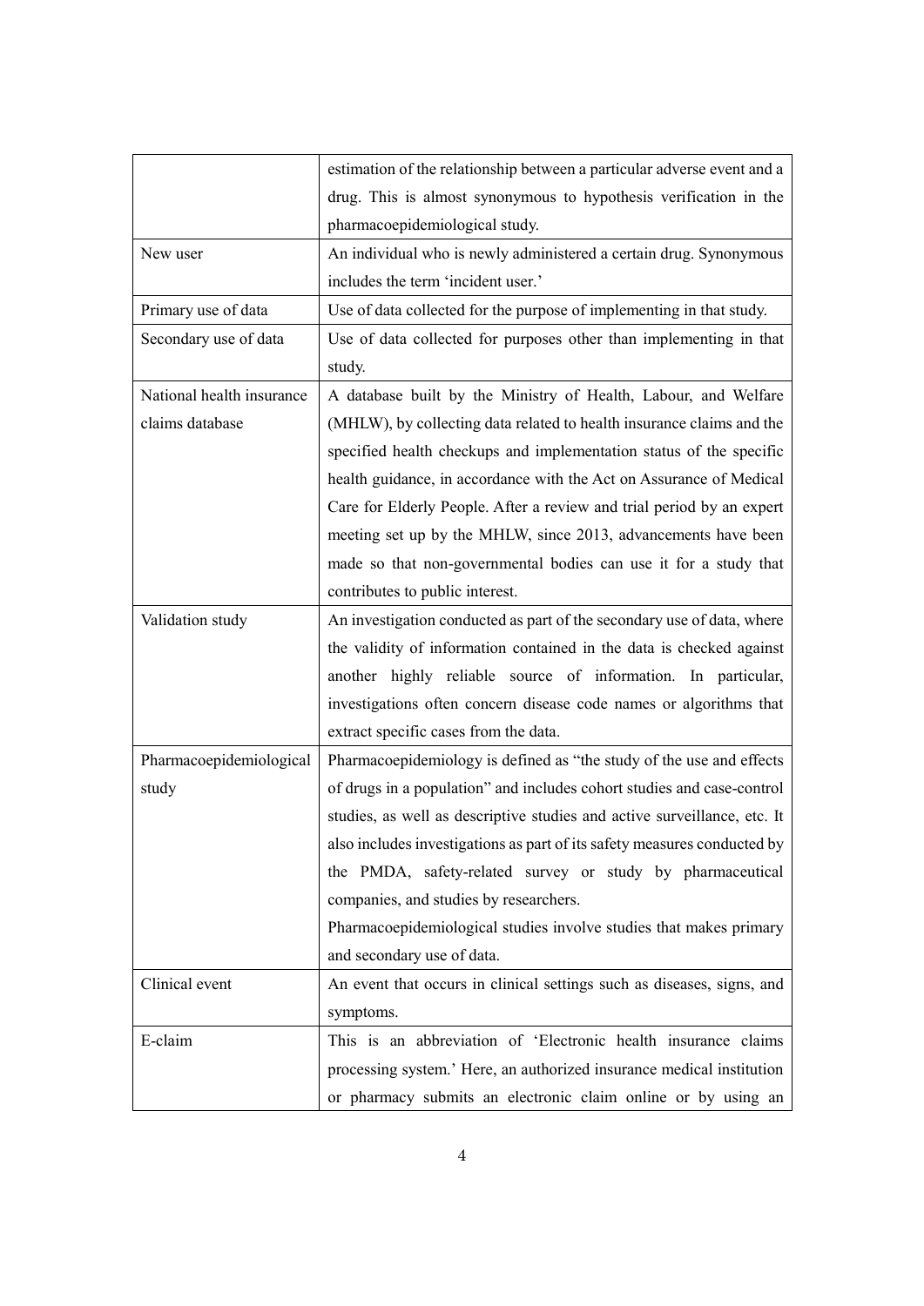| | |
|---|---|
| | estimation of the relationship between a particular adverse event and a drug. This is almost synonymous to hypothesis verification in the pharmacoepidemiological study. |
| New user | An individual who is newly administered a certain drug. Synonymous includes the term 'incident user.' |
| Primary use of data | Use of data collected for the purpose of implementing in that study. |
| Secondary use of data | Use of data collected for purposes other than implementing in that study. |
| National health insurance claims database | A database built by the Ministry of Health, Labour, and Welfare (MHLW), by collecting data related to health insurance claims and the specified health checkups and implementation status of the specific health guidance, in accordance with the Act on Assurance of Medical Care for Elderly People. After a review and trial period by an expert meeting set up by the MHLW, since 2013, advancements have been made so that non-governmental bodies can use it for a study that contributes to public interest. |
| Validation study | An investigation conducted as part of the secondary use of data, where the validity of information contained in the data is checked against another highly reliable source of information. In particular, investigations often concern disease code names or algorithms that extract specific cases from the data. |
| Pharmacoepidemiological study | Pharmacoepidemiology is defined as "the study of the use and effects of drugs in a population" and includes cohort studies and case-control studies, as well as descriptive studies and active surveillance, etc. It also includes investigations as part of its safety measures conducted by the PMDA, safety-related survey or study by pharmaceutical companies, and studies by researchers.<br>Pharmacoepidemiological studies involve studies that makes primary and secondary use of data. |
| Clinical event | An event that occurs in clinical settings such as diseases, signs, and symptoms. |
| E-claim | This is an abbreviation of 'Electronic health insurance claims processing system.' Here, an authorized insurance medical institution or pharmacy submits an electronic claim online or by using an |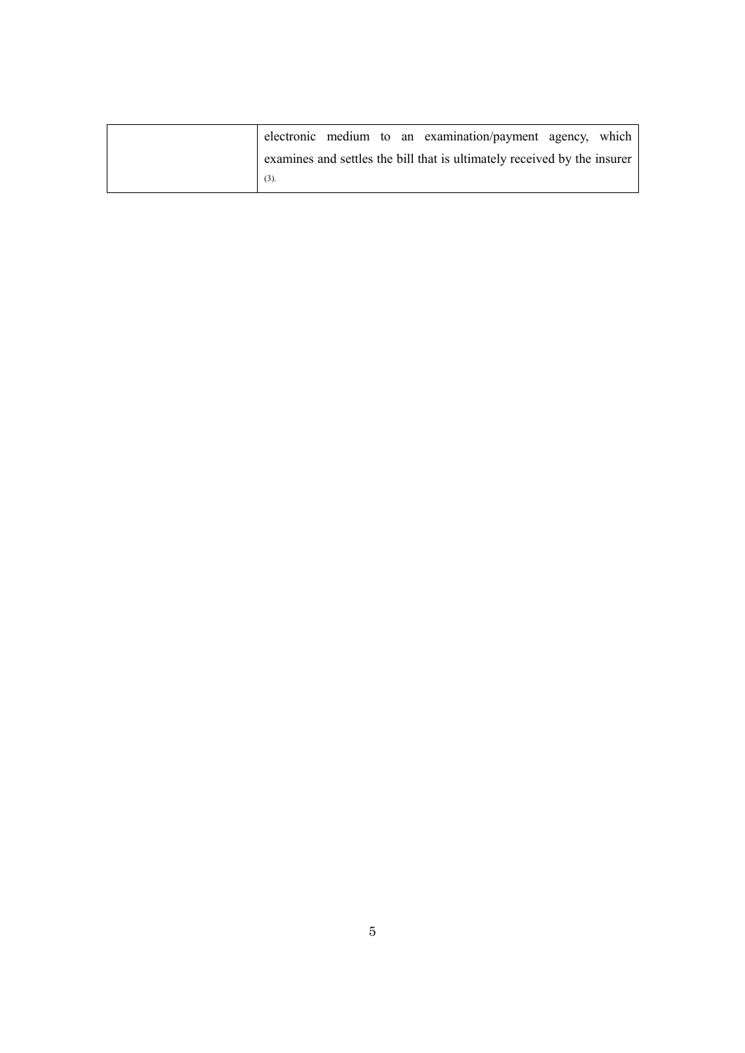| | |
|---|---|
| | electronic medium to an examination/payment agency, which examines and settles the bill that is ultimately received by the insurer (3). |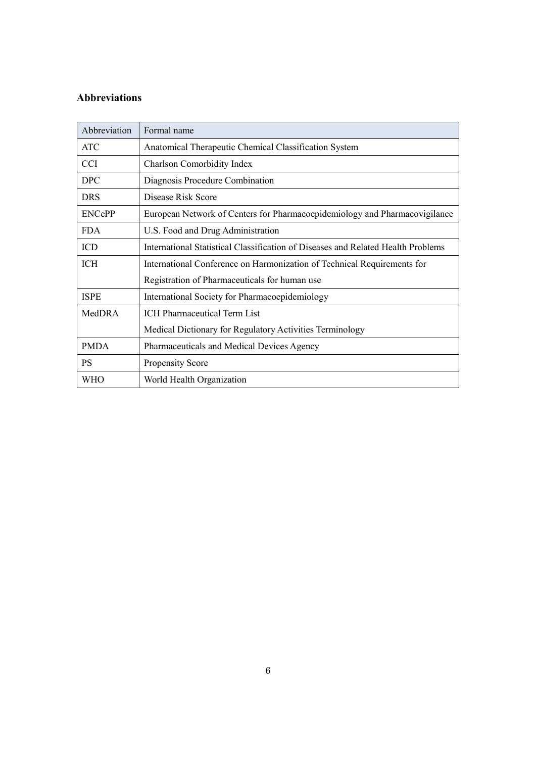## Abbreviations

| Abbreviation | Formal name |
|---|---|
| ATC | Anatomical Therapeutic Chemical Classification System |
| CCI | Charlson Comorbidity Index |
| DPC | Diagnosis Procedure Combination |
| DRS | Disease Risk Score |
| ENCePP | European Network of Centers for Pharmacoepidemiology and Pharmacovigilance |
| FDA | U.S. Food and Drug Administration |
| ICD | International Statistical Classification of Diseases and Related Health Problems |
| ICH | International Conference on Harmonization of Technical Requirements for Registration of Pharmaceuticals for human use |
| ISPE | International Society for Pharmacoepidemiology |
| MedDRA | ICH Pharmaceutical Term List<br>Medical Dictionary for Regulatory Activities Terminology |
| PMDA | Pharmaceuticals and Medical Devices Agency |
| PS | Propensity Score |
| WHO | World Health Organization |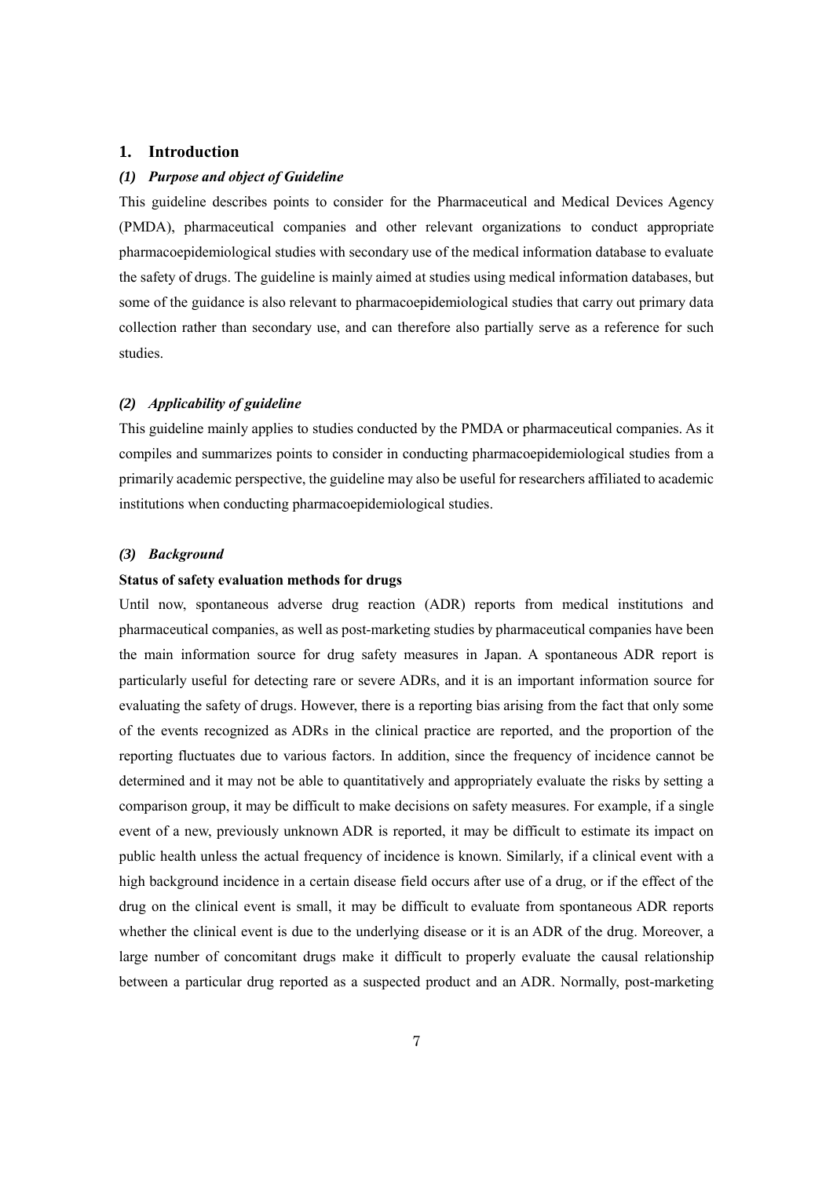## 1. Introduction

### *(1) Purpose and object of Guideline*

This guideline describes points to consider for the Pharmaceutical and Medical Devices Agency (PMDA), pharmaceutical companies and other relevant organizations to conduct appropriate pharmacoepidemiological studies with secondary use of the medical information database to evaluate the safety of drugs. The guideline is mainly aimed at studies using medical information databases, but some of the guidance is also relevant to pharmacoepidemiological studies that carry out primary data collection rather than secondary use, and can therefore also partially serve as a reference for such studies.

### *(2) Applicability of guideline*

This guideline mainly applies to studies conducted by the PMDA or pharmaceutical companies. As it compiles and summarizes points to consider in conducting pharmacoepidemiological studies from a primarily academic perspective, the guideline may also be useful for researchers affiliated to academic institutions when conducting pharmacoepidemiological studies.

### *(3) Background*

**Status of safety evaluation methods for drugs**

Until now, spontaneous adverse drug reaction (ADR) reports from medical institutions and pharmaceutical companies, as well as post-marketing studies by pharmaceutical companies have been the main information source for drug safety measures in Japan. A spontaneous ADR report is particularly useful for detecting rare or severe ADRs, and it is an important information source for evaluating the safety of drugs. However, there is a reporting bias arising from the fact that only some of the events recognized as ADRs in the clinical practice are reported, and the proportion of the reporting fluctuates due to various factors. In addition, since the frequency of incidence cannot be determined and it may not be able to quantitatively and appropriately evaluate the risks by setting a comparison group, it may be difficult to make decisions on safety measures. For example, if a single event of a new, previously unknown ADR is reported, it may be difficult to estimate its impact on public health unless the actual frequency of incidence is known. Similarly, if a clinical event with a high background incidence in a certain disease field occurs after use of a drug, or if the effect of the drug on the clinical event is small, it may be difficult to evaluate from spontaneous ADR reports whether the clinical event is due to the underlying disease or it is an ADR of the drug. Moreover, a large number of concomitant drugs make it difficult to properly evaluate the causal relationship between a particular drug reported as a suspected product and an ADR. Normally, post-marketing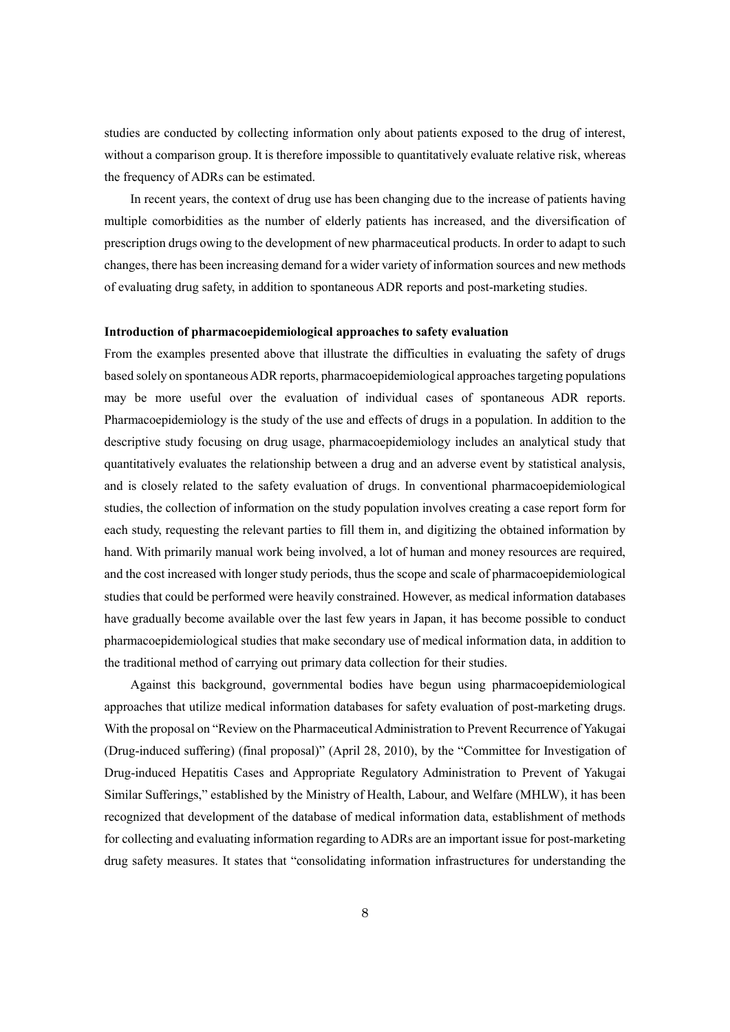studies are conducted by collecting information only about patients exposed to the drug of interest, without a comparison group. It is therefore impossible to quantitatively evaluate relative risk, whereas the frequency of ADRs can be estimated.

In recent years, the context of drug use has been changing due to the increase of patients having multiple comorbidities as the number of elderly patients has increased, and the diversification of prescription drugs owing to the development of new pharmaceutical products. In order to adapt to such changes, there has been increasing demand for a wider variety of information sources and new methods of evaluating drug safety, in addition to spontaneous ADR reports and post-marketing studies.

**Introduction of pharmacoepidemiological approaches to safety evaluation**

From the examples presented above that illustrate the difficulties in evaluating the safety of drugs based solely on spontaneous ADR reports, pharmacoepidemiological approaches targeting populations may be more useful over the evaluation of individual cases of spontaneous ADR reports. Pharmacoepidemiology is the study of the use and effects of drugs in a population. In addition to the descriptive study focusing on drug usage, pharmacoepidemiology includes an analytical study that quantitatively evaluates the relationship between a drug and an adverse event by statistical analysis, and is closely related to the safety evaluation of drugs. In conventional pharmacoepidemiological studies, the collection of information on the study population involves creating a case report form for each study, requesting the relevant parties to fill them in, and digitizing the obtained information by hand. With primarily manual work being involved, a lot of human and money resources are required, and the cost increased with longer study periods, thus the scope and scale of pharmacoepidemiological studies that could be performed were heavily constrained. However, as medical information databases have gradually become available over the last few years in Japan, it has become possible to conduct pharmacoepidemiological studies that make secondary use of medical information data, in addition to the traditional method of carrying out primary data collection for their studies.

Against this background, governmental bodies have begun using pharmacoepidemiological approaches that utilize medical information databases for safety evaluation of post-marketing drugs. With the proposal on "Review on the Pharmaceutical Administration to Prevent Recurrence of Yakugai (Drug-induced suffering) (final proposal)" (April 28, 2010), by the "Committee for Investigation of Drug-induced Hepatitis Cases and Appropriate Regulatory Administration to Prevent of Yakugai Similar Sufferings," established by the Ministry of Health, Labour, and Welfare (MHLW), it has been recognized that development of the database of medical information data, establishment of methods for collecting and evaluating information regarding to ADRs are an important issue for post-marketing drug safety measures. It states that "consolidating information infrastructures for understanding the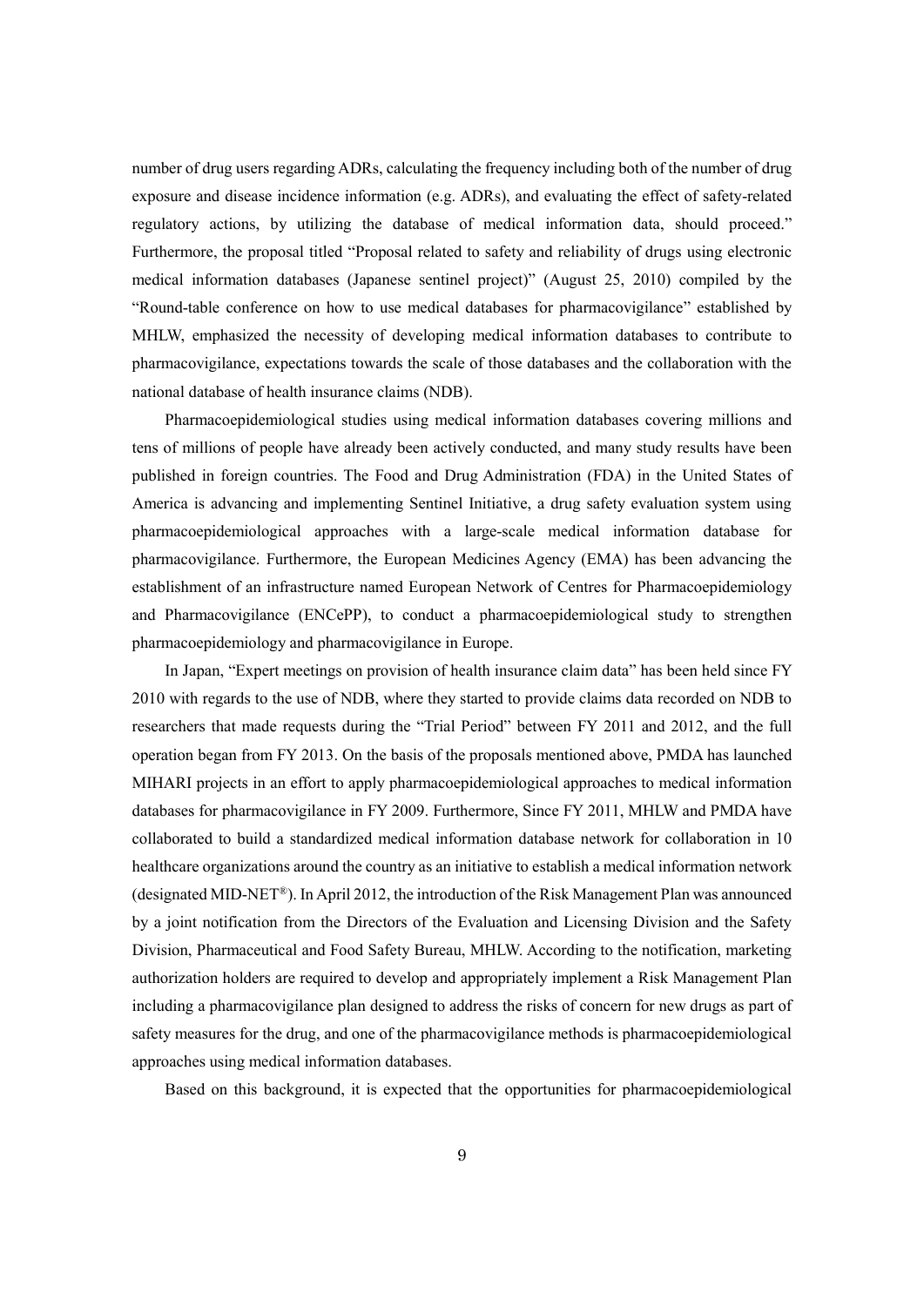number of drug users regarding ADRs, calculating the frequency including both of the number of drug exposure and disease incidence information (e.g. ADRs), and evaluating the effect of safety-related regulatory actions, by utilizing the database of medical information data, should proceed." Furthermore, the proposal titled "Proposal related to safety and reliability of drugs using electronic medical information databases (Japanese sentinel project)" (August 25, 2010) compiled by the "Round-table conference on how to use medical databases for pharmacovigilance" established by MHLW, emphasized the necessity of developing medical information databases to contribute to pharmacovigilance, expectations towards the scale of those databases and the collaboration with the national database of health insurance claims (NDB).

Pharmacoepidemiological studies using medical information databases covering millions and tens of millions of people have already been actively conducted, and many study results have been published in foreign countries. The Food and Drug Administration (FDA) in the United States of America is advancing and implementing Sentinel Initiative, a drug safety evaluation system using pharmacoepidemiological approaches with a large-scale medical information database for pharmacovigilance. Furthermore, the European Medicines Agency (EMA) has been advancing the establishment of an infrastructure named European Network of Centres for Pharmacoepidemiology and Pharmacovigilance (ENCePP), to conduct a pharmacoepidemiological study to strengthen pharmacoepidemiology and pharmacovigilance in Europe.

In Japan, "Expert meetings on provision of health insurance claim data" has been held since FY 2010 with regards to the use of NDB, where they started to provide claims data recorded on NDB to researchers that made requests during the "Trial Period" between FY 2011 and 2012, and the full operation began from FY 2013. On the basis of the proposals mentioned above, PMDA has launched MIHARI projects in an effort to apply pharmacoepidemiological approaches to medical information databases for pharmacovigilance in FY 2009. Furthermore, Since FY 2011, MHLW and PMDA have collaborated to build a standardized medical information database network for collaboration in 10 healthcare organizations around the country as an initiative to establish a medical information network (designated MID-NET®). In April 2012, the introduction of the Risk Management Plan was announced by a joint notification from the Directors of the Evaluation and Licensing Division and the Safety Division, Pharmaceutical and Food Safety Bureau, MHLW. According to the notification, marketing authorization holders are required to develop and appropriately implement a Risk Management Plan including a pharmacovigilance plan designed to address the risks of concern for new drugs as part of safety measures for the drug, and one of the pharmacovigilance methods is pharmacoepidemiological approaches using medical information databases.

Based on this background, it is expected that the opportunities for pharmacoepidemiological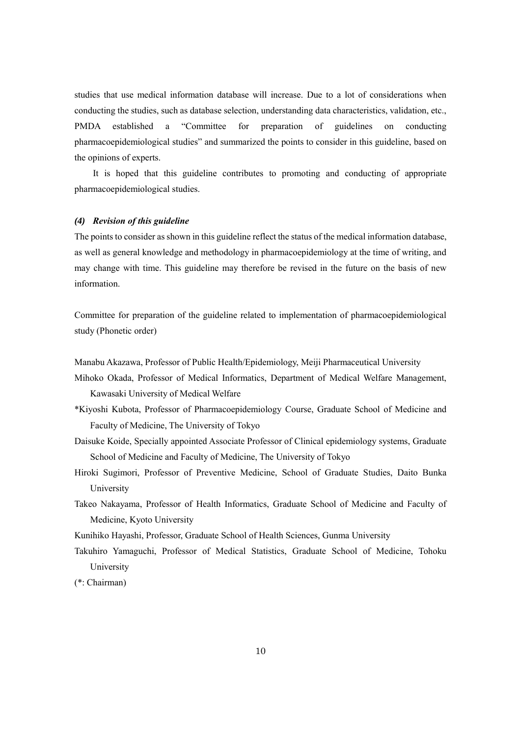studies that use medical information database will increase. Due to a lot of considerations when conducting the studies, such as database selection, understanding data characteristics, validation, etc., PMDA established a "Committee for preparation of guidelines on conducting pharmacoepidemiological studies" and summarized the points to consider in this guideline, based on the opinions of experts.

It is hoped that this guideline contributes to promoting and conducting of appropriate pharmacoepidemiological studies.

#### *(4) Revision of this guideline*

The points to consider as shown in this guideline reflect the status of the medical information database, as well as general knowledge and methodology in pharmacoepidemiology at the time of writing, and may change with time. This guideline may therefore be revised in the future on the basis of new information.

Committee for preparation of the guideline related to implementation of pharmacoepidemiological study (Phonetic order)

Manabu Akazawa, Professor of Public Health/Epidemiology, Meiji Pharmaceutical University

Mihoko Okada, Professor of Medical Informatics, Department of Medical Welfare Management, Kawasaki University of Medical Welfare

*Kiyoshi Kubota, Professor of Pharmacoepidemiology Course, Graduate School of Medicine and Faculty of Medicine, The University of Tokyo

Daisuke Koide, Specially appointed Associate Professor of Clinical epidemiology systems, Graduate School of Medicine and Faculty of Medicine, The University of Tokyo

Hiroki Sugimori, Professor of Preventive Medicine, School of Graduate Studies, Daito Bunka University

Takeo Nakayama, Professor of Health Informatics, Graduate School of Medicine and Faculty of Medicine, Kyoto University

Kunihiko Hayashi, Professor, Graduate School of Health Sciences, Gunma University

Takuhiro Yamaguchi, Professor of Medical Statistics, Graduate School of Medicine, Tohoku University

(*: Chairman)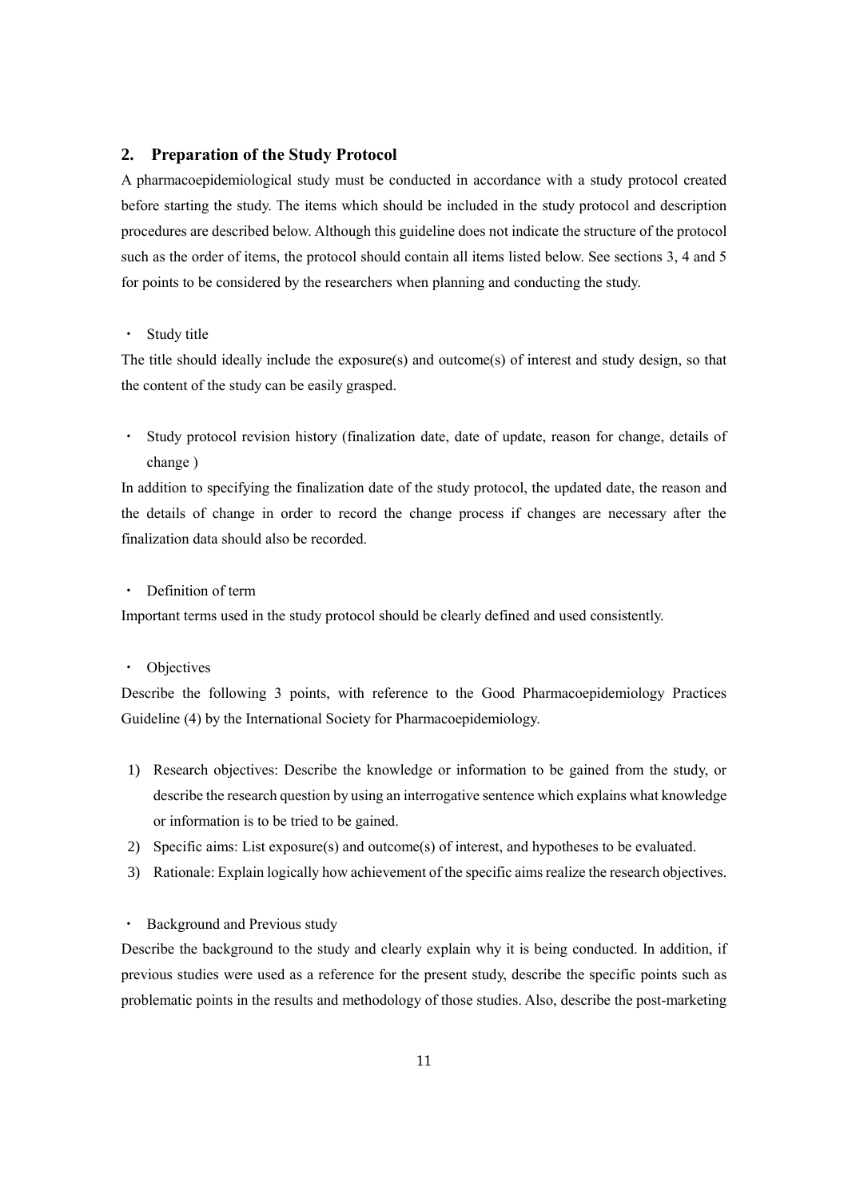## 2. Preparation of the Study Protocol

A pharmacoepidemiological study must be conducted in accordance with a study protocol created before starting the study. The items which should be included in the study protocol and description procedures are described below. Although this guideline does not indicate the structure of the protocol such as the order of items, the protocol should contain all items listed below. See sections 3, 4 and 5 for points to be considered by the researchers when planning and conducting the study.

- Study title

The title should ideally include the exposure(s) and outcome(s) of interest and study design, so that the content of the study can be easily grasped.

- Study protocol revision history (finalization date, date of update, reason for change, details of change )

In addition to specifying the finalization date of the study protocol, the updated date, the reason and the details of change in order to record the change process if changes are necessary after the finalization data should also be recorded.

- Definition of term

Important terms used in the study protocol should be clearly defined and used consistently.

- Objectives

Describe the following 3 points, with reference to the Good Pharmacoepidemiology Practices Guideline (4) by the International Society for Pharmacoepidemiology.

1) Research objectives: Describe the knowledge or information to be gained from the study, or describe the research question by using an interrogative sentence which explains what knowledge or information is to be tried to be gained.
2) Specific aims: List exposure(s) and outcome(s) of interest, and hypotheses to be evaluated.
3) Rationale: Explain logically how achievement of the specific aims realize the research objectives.

- Background and Previous study

Describe the background to the study and clearly explain why it is being conducted. In addition, if previous studies were used as a reference for the present study, describe the specific points such as problematic points in the results and methodology of those studies. Also, describe the post-marketing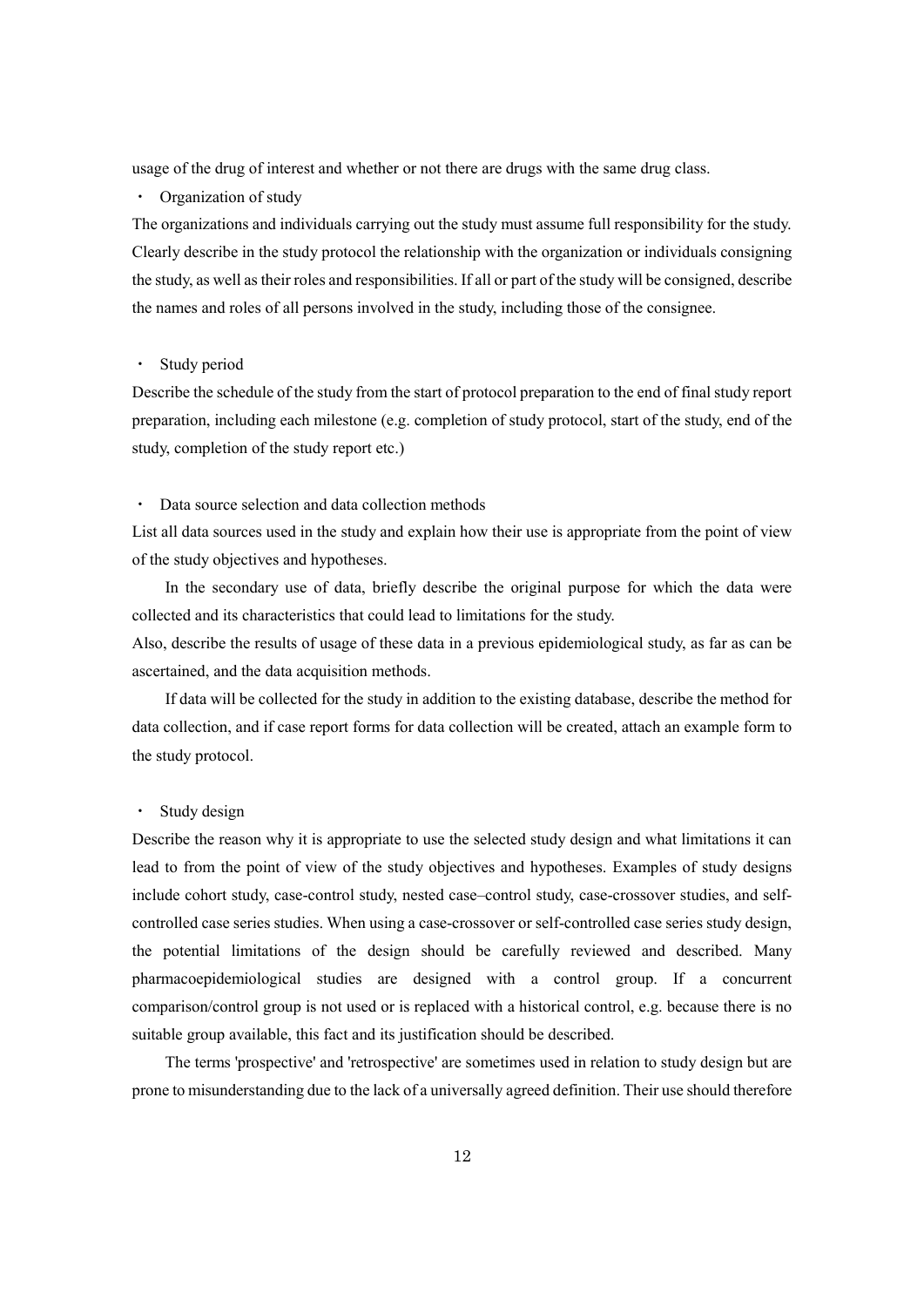usage of the drug of interest and whether or not there are drugs with the same drug class.

- Organization of study

The organizations and individuals carrying out the study must assume full responsibility for the study. Clearly describe in the study protocol the relationship with the organization or individuals consigning the study, as well as their roles and responsibilities. If all or part of the study will be consigned, describe the names and roles of all persons involved in the study, including those of the consignee.

- Study period

Describe the schedule of the study from the start of protocol preparation to the end of final study report preparation, including each milestone (e.g. completion of study protocol, start of the study, end of the study, completion of the study report etc.)

- Data source selection and data collection methods

List all data sources used in the study and explain how their use is appropriate from the point of view of the study objectives and hypotheses.

In the secondary use of data, briefly describe the original purpose for which the data were collected and its characteristics that could lead to limitations for the study.

Also, describe the results of usage of these data in a previous epidemiological study, as far as can be ascertained, and the data acquisition methods.

If data will be collected for the study in addition to the existing database, describe the method for data collection, and if case report forms for data collection will be created, attach an example form to the study protocol.

- Study design

Describe the reason why it is appropriate to use the selected study design and what limitations it can lead to from the point of view of the study objectives and hypotheses. Examples of study designs include cohort study, case-control study, nested case–control study, case-crossover studies, and self-controlled case series studies. When using a case-crossover or self-controlled case series study design, the potential limitations of the design should be carefully reviewed and described. Many pharmacoepidemiological studies are designed with a control group. If a concurrent comparison/control group is not used or is replaced with a historical control, e.g. because there is no suitable group available, this fact and its justification should be described.

The terms 'prospective' and 'retrospective' are sometimes used in relation to study design but are prone to misunderstanding due to the lack of a universally agreed definition. Their use should therefore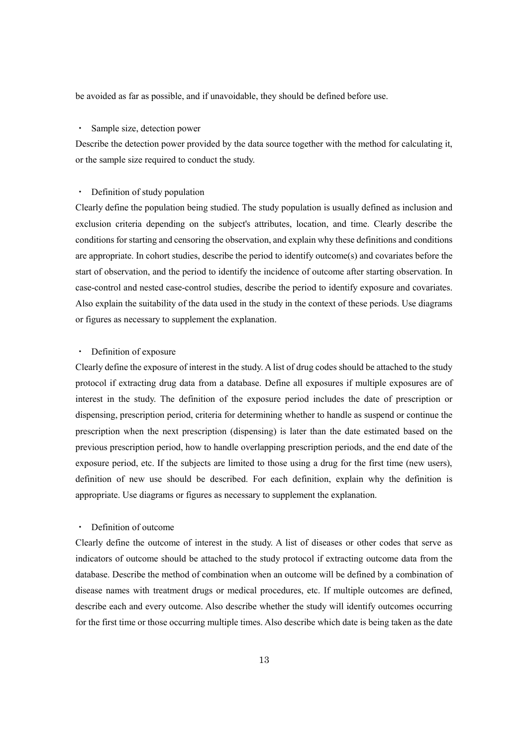be avoided as far as possible, and if unavoidable, they should be defined before use.

- Sample size, detection power

Describe the detection power provided by the data source together with the method for calculating it, or the sample size required to conduct the study.

- Definition of study population

Clearly define the population being studied. The study population is usually defined as inclusion and exclusion criteria depending on the subject's attributes, location, and time. Clearly describe the conditions for starting and censoring the observation, and explain why these definitions and conditions are appropriate. In cohort studies, describe the period to identify outcome(s) and covariates before the start of observation, and the period to identify the incidence of outcome after starting observation. In case-control and nested case-control studies, describe the period to identify exposure and covariates. Also explain the suitability of the data used in the study in the context of these periods. Use diagrams or figures as necessary to supplement the explanation.

- Definition of exposure

Clearly define the exposure of interest in the study. A list of drug codes should be attached to the study protocol if extracting drug data from a database. Define all exposures if multiple exposures are of interest in the study. The definition of the exposure period includes the date of prescription or dispensing, prescription period, criteria for determining whether to handle as suspend or continue the prescription when the next prescription (dispensing) is later than the date estimated based on the previous prescription period, how to handle overlapping prescription periods, and the end date of the exposure period, etc. If the subjects are limited to those using a drug for the first time (new users), definition of new use should be described. For each definition, explain why the definition is appropriate. Use diagrams or figures as necessary to supplement the explanation.

- Definition of outcome

Clearly define the outcome of interest in the study. A list of diseases or other codes that serve as indicators of outcome should be attached to the study protocol if extracting outcome data from the database. Describe the method of combination when an outcome will be defined by a combination of disease names with treatment drugs or medical procedures, etc. If multiple outcomes are defined, describe each and every outcome. Also describe whether the study will identify outcomes occurring for the first time or those occurring multiple times. Also describe which date is being taken as the date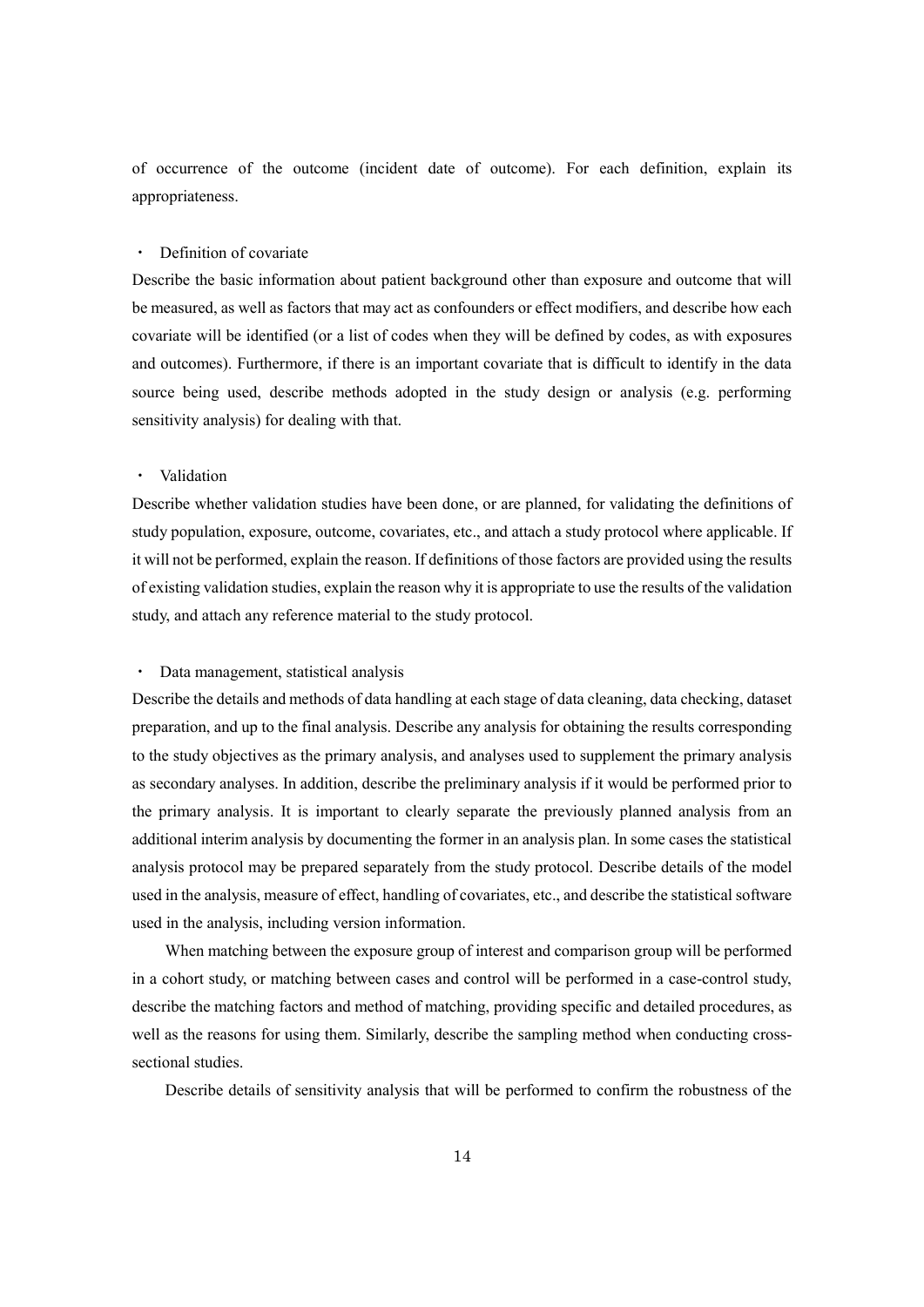of occurrence of the outcome (incident date of outcome). For each definition, explain its appropriateness.

・ Definition of covariate

Describe the basic information about patient background other than exposure and outcome that will be measured, as well as factors that may act as confounders or effect modifiers, and describe how each covariate will be identified (or a list of codes when they will be defined by codes, as with exposures and outcomes). Furthermore, if there is an important covariate that is difficult to identify in the data source being used, describe methods adopted in the study design or analysis (e.g. performing sensitivity analysis) for dealing with that.

・ Validation

Describe whether validation studies have been done, or are planned, for validating the definitions of study population, exposure, outcome, covariates, etc., and attach a study protocol where applicable. If it will not be performed, explain the reason. If definitions of those factors are provided using the results of existing validation studies, explain the reason why it is appropriate to use the results of the validation study, and attach any reference material to the study protocol.

・ Data management, statistical analysis

Describe the details and methods of data handling at each stage of data cleaning, data checking, dataset preparation, and up to the final analysis. Describe any analysis for obtaining the results corresponding to the study objectives as the primary analysis, and analyses used to supplement the primary analysis as secondary analyses. In addition, describe the preliminary analysis if it would be performed prior to the primary analysis. It is important to clearly separate the previously planned analysis from an additional interim analysis by documenting the former in an analysis plan. In some cases the statistical analysis protocol may be prepared separately from the study protocol. Describe details of the model used in the analysis, measure of effect, handling of covariates, etc., and describe the statistical software used in the analysis, including version information.

When matching between the exposure group of interest and comparison group will be performed in a cohort study, or matching between cases and control will be performed in a case-control study, describe the matching factors and method of matching, providing specific and detailed procedures, as well as the reasons for using them. Similarly, describe the sampling method when conducting cross-sectional studies.

Describe details of sensitivity analysis that will be performed to confirm the robustness of the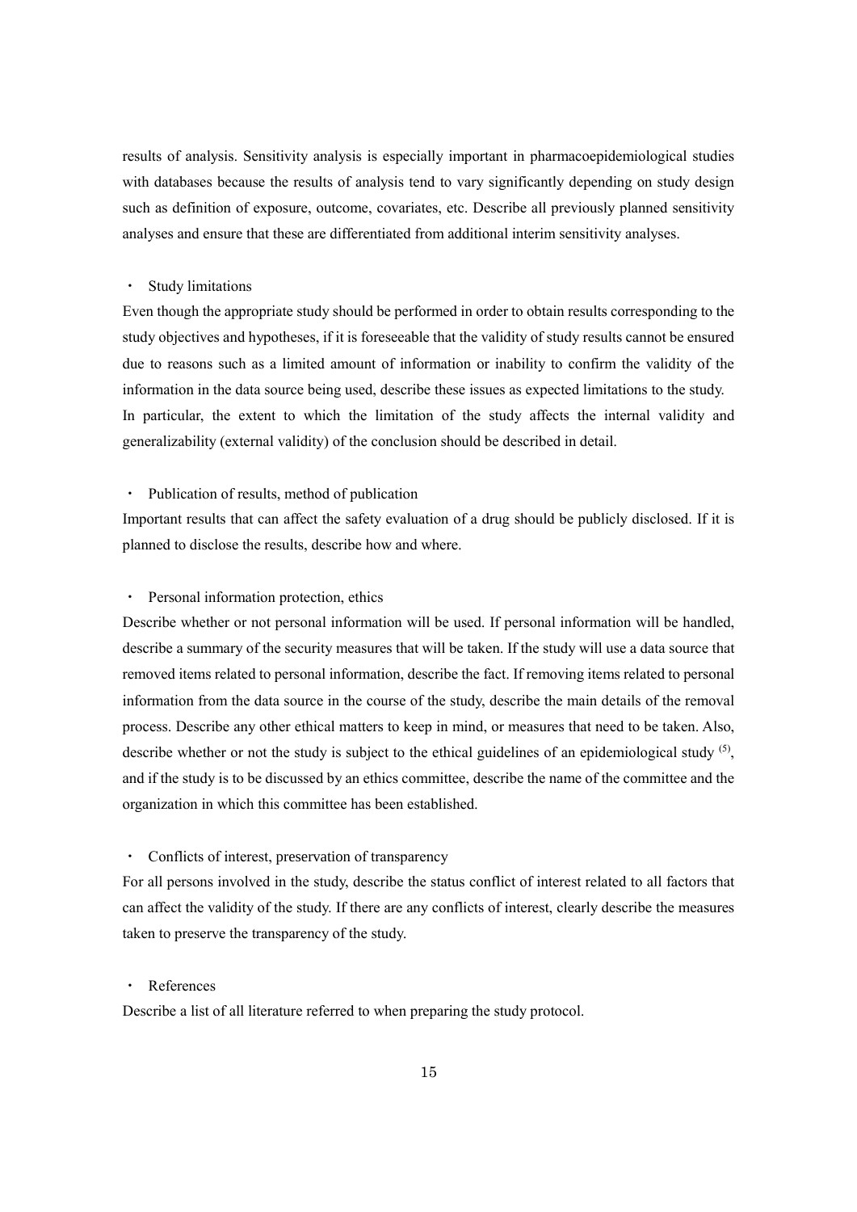results of analysis. Sensitivity analysis is especially important in pharmacoepidemiological studies with databases because the results of analysis tend to vary significantly depending on study design such as definition of exposure, outcome, covariates, etc. Describe all previously planned sensitivity analyses and ensure that these are differentiated from additional interim sensitivity analyses.

- Study limitations

Even though the appropriate study should be performed in order to obtain results corresponding to the study objectives and hypotheses, if it is foreseeable that the validity of study results cannot be ensured due to reasons such as a limited amount of information or inability to confirm the validity of the information in the data source being used, describe these issues as expected limitations to the study. In particular, the extent to which the limitation of the study affects the internal validity and generalizability (external validity) of the conclusion should be described in detail.

- Publication of results, method of publication

Important results that can affect the safety evaluation of a drug should be publicly disclosed. If it is planned to disclose the results, describe how and where.

- Personal information protection, ethics

Describe whether or not personal information will be used. If personal information will be handled, describe a summary of the security measures that will be taken. If the study will use a data source that removed items related to personal information, describe the fact. If removing items related to personal information from the data source in the course of the study, describe the main details of the removal process. Describe any other ethical matters to keep in mind, or measures that need to be taken. Also, describe whether or not the study is subject to the ethical guidelines of an epidemiological study (5), and if the study is to be discussed by an ethics committee, describe the name of the committee and the organization in which this committee has been established.

- Conflicts of interest, preservation of transparency

For all persons involved in the study, describe the status conflict of interest related to all factors that can affect the validity of the study. If there are any conflicts of interest, clearly describe the measures taken to preserve the transparency of the study.

- References

Describe a list of all literature referred to when preparing the study protocol.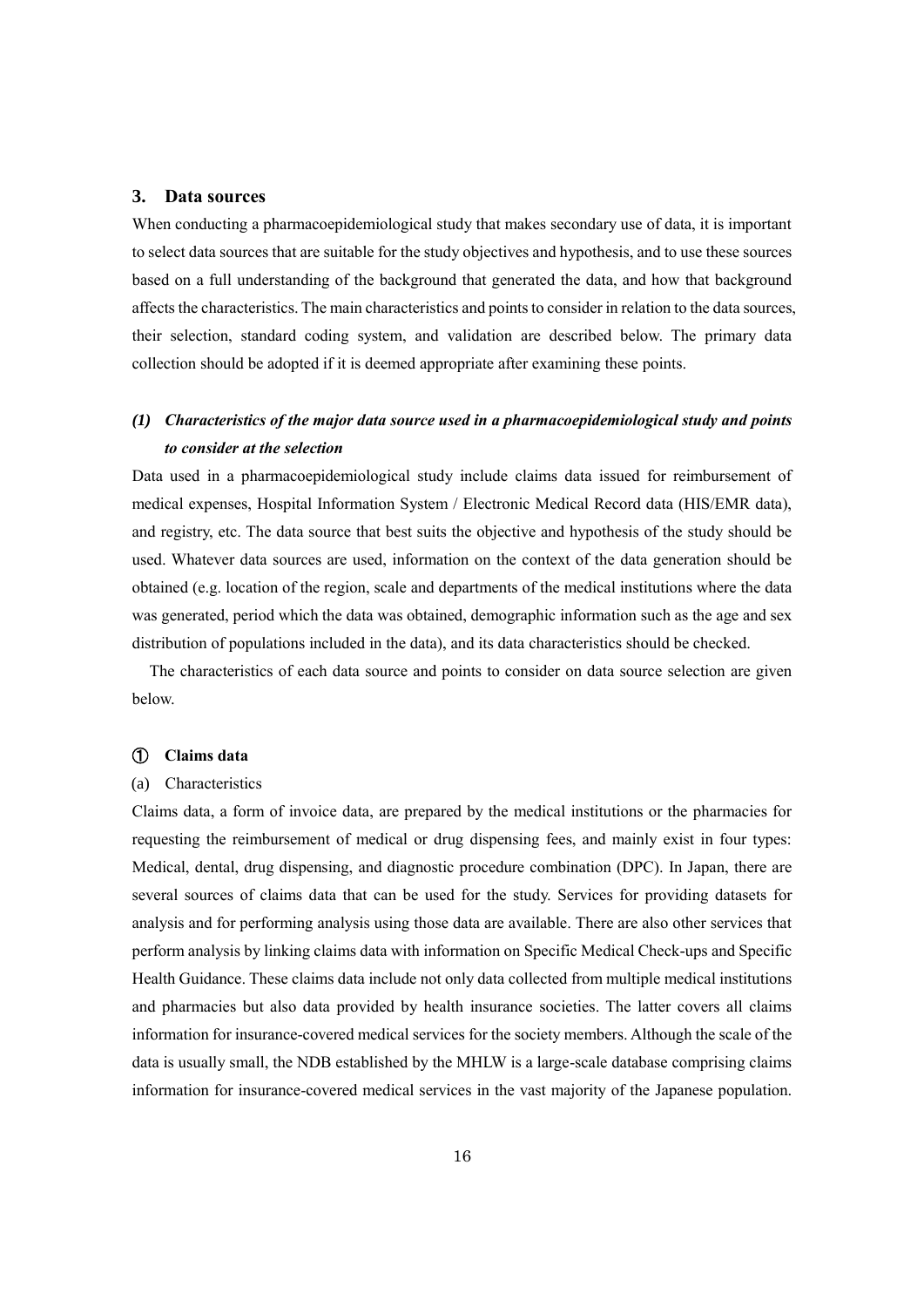## 3. Data sources

When conducting a pharmacoepidemiological study that makes secondary use of data, it is important to select data sources that are suitable for the study objectives and hypothesis, and to use these sources based on a full understanding of the background that generated the data, and how that background affects the characteristics. The main characteristics and points to consider in relation to the data sources, their selection, standard coding system, and validation are described below. The primary data collection should be adopted if it is deemed appropriate after examining these points.

### *(1) Characteristics of the major data source used in a pharmacoepidemiological study and points to consider at the selection*

Data used in a pharmacoepidemiological study include claims data issued for reimbursement of medical expenses, Hospital Information System / Electronic Medical Record data (HIS/EMR data), and registry, etc. The data source that best suits the objective and hypothesis of the study should be used. Whatever data sources are used, information on the context of the data generation should be obtained (e.g. location of the region, scale and departments of the medical institutions where the data was generated, period which the data was obtained, demographic information such as the age and sex distribution of populations included in the data), and its data characteristics should be checked.

The characteristics of each data source and points to consider on data source selection are given below.

#### ① Claims data

(a) Characteristics

Claims data, a form of invoice data, are prepared by the medical institutions or the pharmacies for requesting the reimbursement of medical or drug dispensing fees, and mainly exist in four types: Medical, dental, drug dispensing, and diagnostic procedure combination (DPC). In Japan, there are several sources of claims data that can be used for the study. Services for providing datasets for analysis and for performing analysis using those data are available. There are also other services that perform analysis by linking claims data with information on Specific Medical Check-ups and Specific Health Guidance. These claims data include not only data collected from multiple medical institutions and pharmacies but also data provided by health insurance societies. The latter covers all claims information for insurance-covered medical services for the society members. Although the scale of the data is usually small, the NDB established by the MHLW is a large-scale database comprising claims information for insurance-covered medical services in the vast majority of the Japanese population.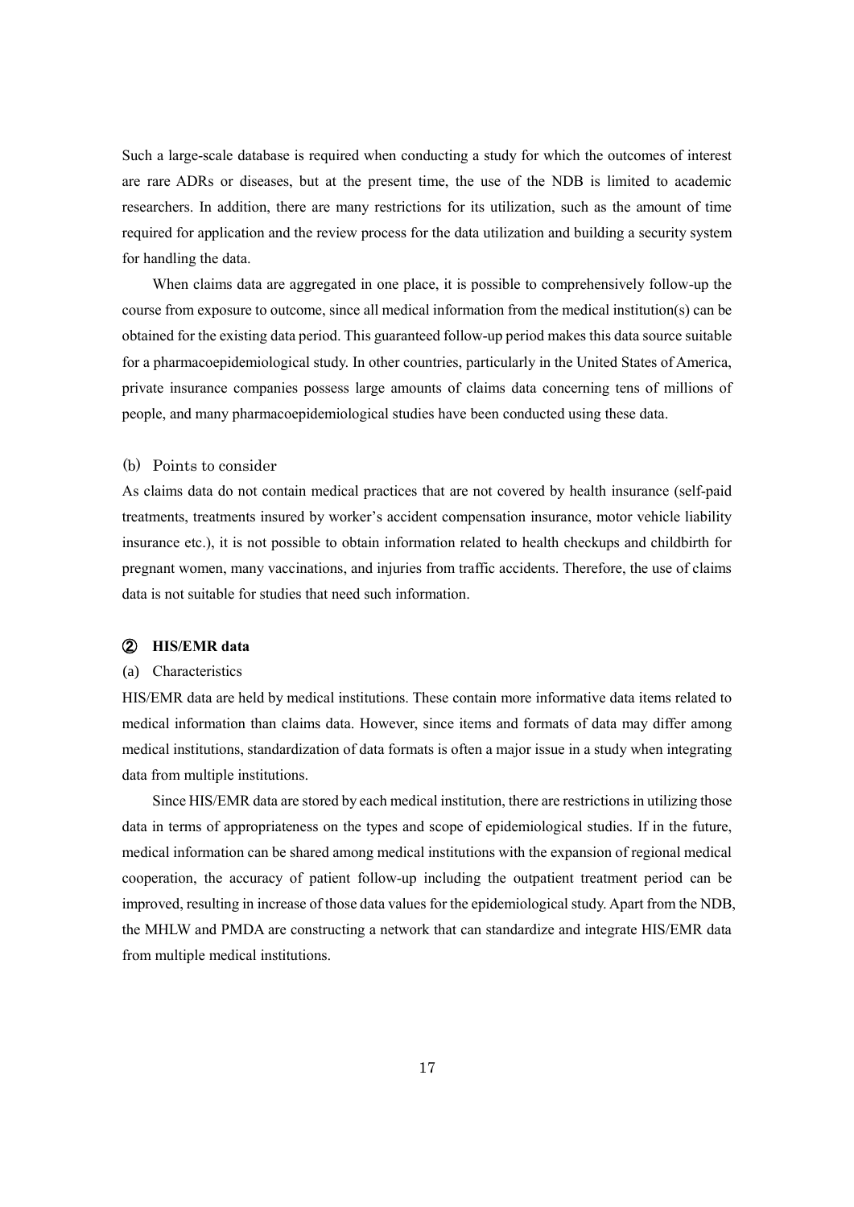Such a large-scale database is required when conducting a study for which the outcomes of interest are rare ADRs or diseases, but at the present time, the use of the NDB is limited to academic researchers. In addition, there are many restrictions for its utilization, such as the amount of time required for application and the review process for the data utilization and building a security system for handling the data.

When claims data are aggregated in one place, it is possible to comprehensively follow-up the course from exposure to outcome, since all medical information from the medical institution(s) can be obtained for the existing data period. This guaranteed follow-up period makes this data source suitable for a pharmacoepidemiological study. In other countries, particularly in the United States of America, private insurance companies possess large amounts of claims data concerning tens of millions of people, and many pharmacoepidemiological studies have been conducted using these data.

(b) Points to consider

As claims data do not contain medical practices that are not covered by health insurance (self-paid treatments, treatments insured by worker's accident compensation insurance, motor vehicle liability insurance etc.), it is not possible to obtain information related to health checkups and childbirth for pregnant women, many vaccinations, and injuries from traffic accidents. Therefore, the use of claims data is not suitable for studies that need such information.

**② HIS/EMR data**

(a) Characteristics

HIS/EMR data are held by medical institutions. These contain more informative data items related to medical information than claims data. However, since items and formats of data may differ among medical institutions, standardization of data formats is often a major issue in a study when integrating data from multiple institutions.

Since HIS/EMR data are stored by each medical institution, there are restrictions in utilizing those data in terms of appropriateness on the types and scope of epidemiological studies. If in the future, medical information can be shared among medical institutions with the expansion of regional medical cooperation, the accuracy of patient follow-up including the outpatient treatment period can be improved, resulting in increase of those data values for the epidemiological study. Apart from the NDB, the MHLW and PMDA are constructing a network that can standardize and integrate HIS/EMR data from multiple medical institutions.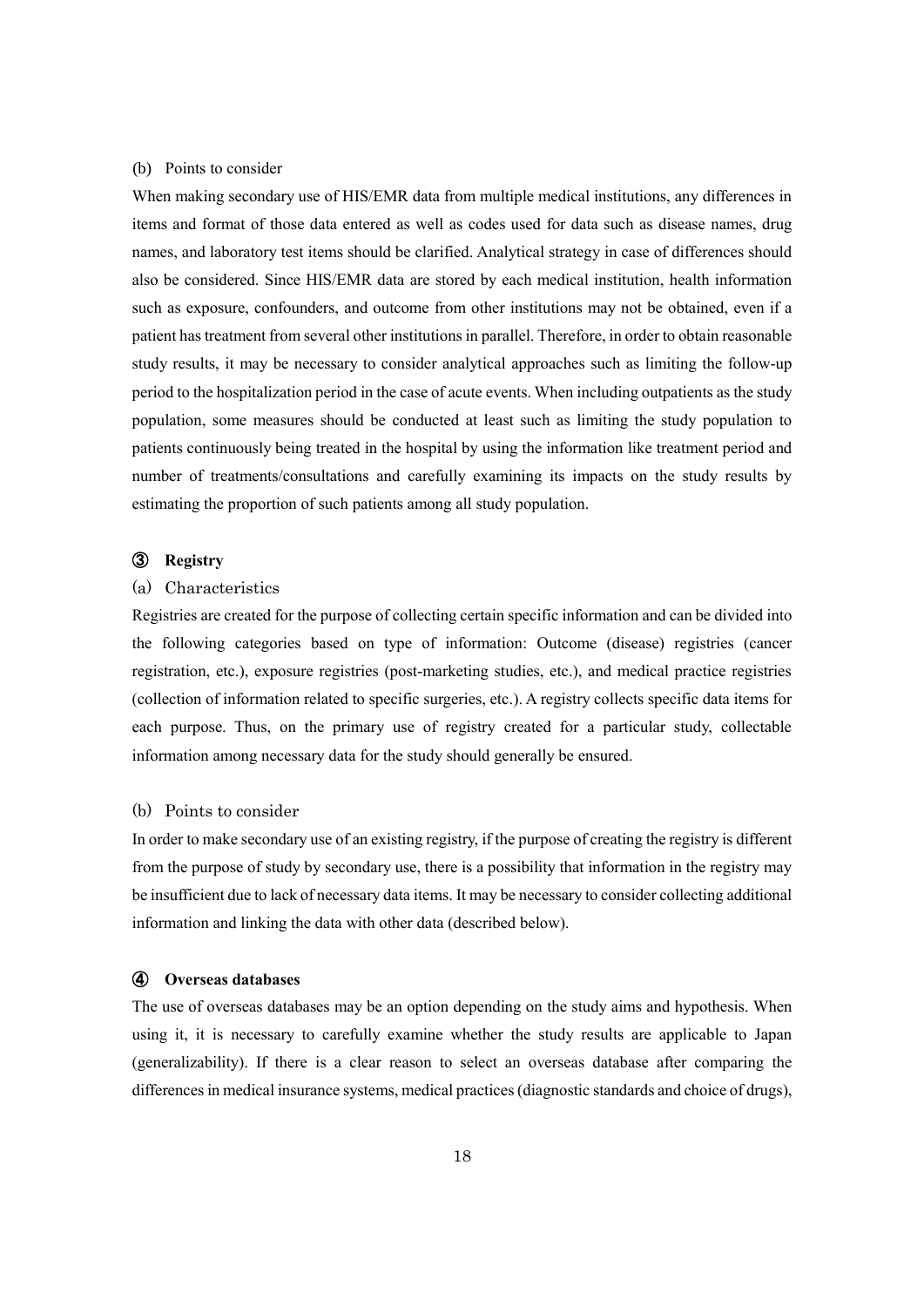(b) Points to consider

When making secondary use of HIS/EMR data from multiple medical institutions, any differences in items and format of those data entered as well as codes used for data such as disease names, drug names, and laboratory test items should be clarified. Analytical strategy in case of differences should also be considered. Since HIS/EMR data are stored by each medical institution, health information such as exposure, confounders, and outcome from other institutions may not be obtained, even if a patient has treatment from several other institutions in parallel. Therefore, in order to obtain reasonable study results, it may be necessary to consider analytical approaches such as limiting the follow-up period to the hospitalization period in the case of acute events. When including outpatients as the study population, some measures should be conducted at least such as limiting the study population to patients continuously being treated in the hospital by using the information like treatment period and number of treatments/consultations and carefully examining its impacts on the study results by estimating the proportion of such patients among all study population.

### ③ Registry

(a) Characteristics

Registries are created for the purpose of collecting certain specific information and can be divided into the following categories based on type of information: Outcome (disease) registries (cancer registration, etc.), exposure registries (post-marketing studies, etc.), and medical practice registries (collection of information related to specific surgeries, etc.). A registry collects specific data items for each purpose. Thus, on the primary use of registry created for a particular study, collectable information among necessary data for the study should generally be ensured.

(b) Points to consider

In order to make secondary use of an existing registry, if the purpose of creating the registry is different from the purpose of study by secondary use, there is a possibility that information in the registry may be insufficient due to lack of necessary data items. It may be necessary to consider collecting additional information and linking the data with other data (described below).

### ④ Overseas databases

The use of overseas databases may be an option depending on the study aims and hypothesis. When using it, it is necessary to carefully examine whether the study results are applicable to Japan (generalizability). If there is a clear reason to select an overseas database after comparing the differences in medical insurance systems, medical practices (diagnostic standards and choice of drugs),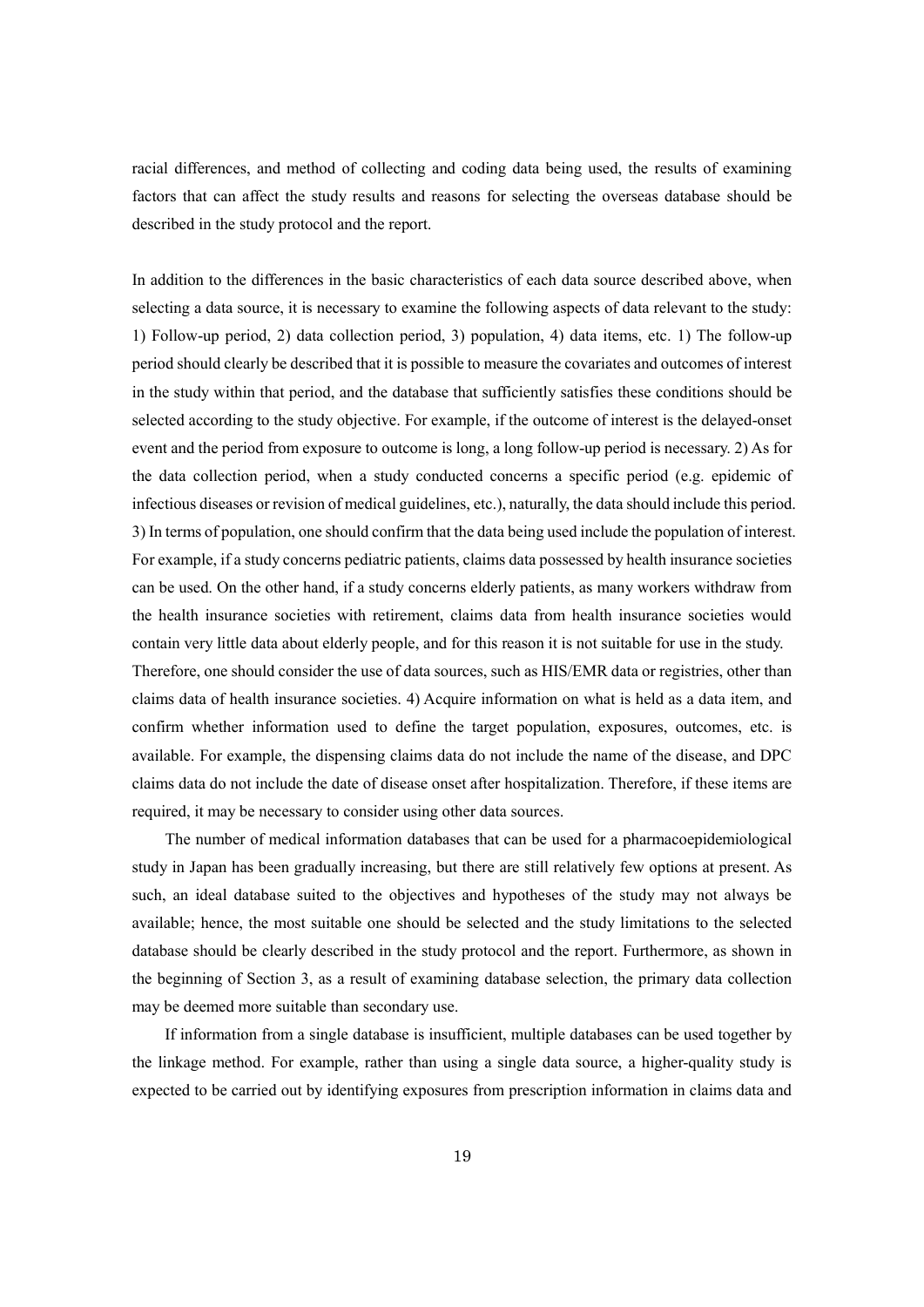racial differences, and method of collecting and coding data being used, the results of examining factors that can affect the study results and reasons for selecting the overseas database should be described in the study protocol and the report.

In addition to the differences in the basic characteristics of each data source described above, when selecting a data source, it is necessary to examine the following aspects of data relevant to the study: 1) Follow-up period, 2) data collection period, 3) population, 4) data items, etc. 1) The follow-up period should clearly be described that it is possible to measure the covariates and outcomes of interest in the study within that period, and the database that sufficiently satisfies these conditions should be selected according to the study objective. For example, if the outcome of interest is the delayed-onset event and the period from exposure to outcome is long, a long follow-up period is necessary. 2) As for the data collection period, when a study conducted concerns a specific period (e.g. epidemic of infectious diseases or revision of medical guidelines, etc.), naturally, the data should include this period. 3) In terms of population, one should confirm that the data being used include the population of interest. For example, if a study concerns pediatric patients, claims data possessed by health insurance societies can be used. On the other hand, if a study concerns elderly patients, as many workers withdraw from the health insurance societies with retirement, claims data from health insurance societies would contain very little data about elderly people, and for this reason it is not suitable for use in the study. Therefore, one should consider the use of data sources, such as HIS/EMR data or registries, other than claims data of health insurance societies. 4) Acquire information on what is held as a data item, and confirm whether information used to define the target population, exposures, outcomes, etc. is available. For example, the dispensing claims data do not include the name of the disease, and DPC claims data do not include the date of disease onset after hospitalization. Therefore, if these items are required, it may be necessary to consider using other data sources.

The number of medical information databases that can be used for a pharmacoepidemiological study in Japan has been gradually increasing, but there are still relatively few options at present. As such, an ideal database suited to the objectives and hypotheses of the study may not always be available; hence, the most suitable one should be selected and the study limitations to the selected database should be clearly described in the study protocol and the report. Furthermore, as shown in the beginning of Section 3, as a result of examining database selection, the primary data collection may be deemed more suitable than secondary use.

If information from a single database is insufficient, multiple databases can be used together by the linkage method. For example, rather than using a single data source, a higher-quality study is expected to be carried out by identifying exposures from prescription information in claims data and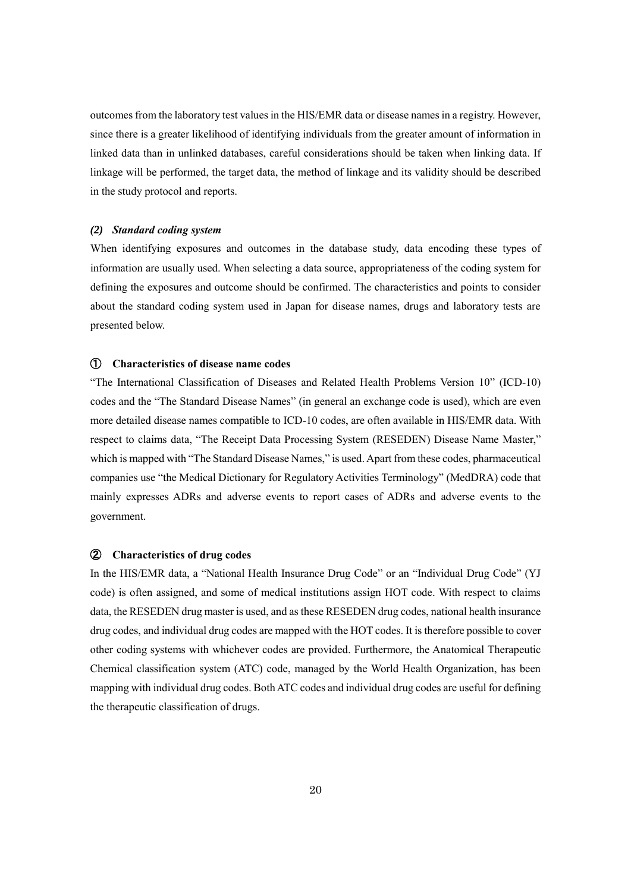outcomes from the laboratory test values in the HIS/EMR data or disease names in a registry. However, since there is a greater likelihood of identifying individuals from the greater amount of information in linked data than in unlinked databases, careful considerations should be taken when linking data. If linkage will be performed, the target data, the method of linkage and its validity should be described in the study protocol and reports.

#### *(2) Standard coding system*

When identifying exposures and outcomes in the database study, data encoding these types of information are usually used. When selecting a data source, appropriateness of the coding system for defining the exposures and outcome should be confirmed. The characteristics and points to consider about the standard coding system used in Japan for disease names, drugs and laboratory tests are presented below.

#### ① Characteristics of disease name codes

"The International Classification of Diseases and Related Health Problems Version 10" (ICD-10) codes and the "The Standard Disease Names" (in general an exchange code is used), which are even more detailed disease names compatible to ICD-10 codes, are often available in HIS/EMR data. With respect to claims data, "The Receipt Data Processing System (RESEDEN) Disease Name Master," which is mapped with "The Standard Disease Names," is used. Apart from these codes, pharmaceutical companies use "the Medical Dictionary for Regulatory Activities Terminology" (MedDRA) code that mainly expresses ADRs and adverse events to report cases of ADRs and adverse events to the government.

#### ② Characteristics of drug codes

In the HIS/EMR data, a "National Health Insurance Drug Code" or an "Individual Drug Code" (YJ code) is often assigned, and some of medical institutions assign HOT code. With respect to claims data, the RESEDEN drug master is used, and as these RESEDEN drug codes, national health insurance drug codes, and individual drug codes are mapped with the HOT codes. It is therefore possible to cover other coding systems with whichever codes are provided. Furthermore, the Anatomical Therapeutic Chemical classification system (ATC) code, managed by the World Health Organization, has been mapping with individual drug codes. Both ATC codes and individual drug codes are useful for defining the therapeutic classification of drugs.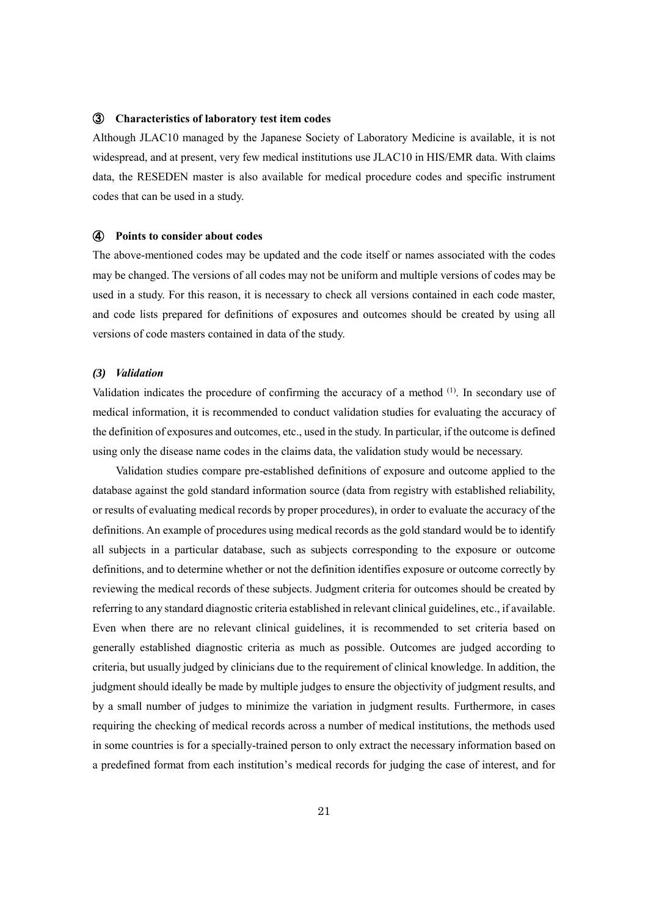### ③ Characteristics of laboratory test item codes

Although JLAC10 managed by the Japanese Society of Laboratory Medicine is available, it is not widespread, and at present, very few medical institutions use JLAC10 in HIS/EMR data. With claims data, the RESEDEN master is also available for medical procedure codes and specific instrument codes that can be used in a study.

### ④ Points to consider about codes

The above-mentioned codes may be updated and the code itself or names associated with the codes may be changed. The versions of all codes may not be uniform and multiple versions of codes may be used in a study. For this reason, it is necessary to check all versions contained in each code master, and code lists prepared for definitions of exposures and outcomes should be created by using all versions of code masters contained in data of the study.

### *(3) Validation*

Validation indicates the procedure of confirming the accuracy of a method [(1)]. In secondary use of medical information, it is recommended to conduct validation studies for evaluating the accuracy of the definition of exposures and outcomes, etc., used in the study. In particular, if the outcome is defined using only the disease name codes in the claims data, the validation study would be necessary.

Validation studies compare pre-established definitions of exposure and outcome applied to the database against the gold standard information source (data from registry with established reliability, or results of evaluating medical records by proper procedures), in order to evaluate the accuracy of the definitions. An example of procedures using medical records as the gold standard would be to identify all subjects in a particular database, such as subjects corresponding to the exposure or outcome definitions, and to determine whether or not the definition identifies exposure or outcome correctly by reviewing the medical records of these subjects. Judgment criteria for outcomes should be created by referring to any standard diagnostic criteria established in relevant clinical guidelines, etc., if available. Even when there are no relevant clinical guidelines, it is recommended to set criteria based on generally established diagnostic criteria as much as possible. Outcomes are judged according to criteria, but usually judged by clinicians due to the requirement of clinical knowledge. In addition, the judgment should ideally be made by multiple judges to ensure the objectivity of judgment results, and by a small number of judges to minimize the variation in judgment results. Furthermore, in cases requiring the checking of medical records across a number of medical institutions, the methods used in some countries is for a specially-trained person to only extract the necessary information based on a predefined format from each institution's medical records for judging the case of interest, and for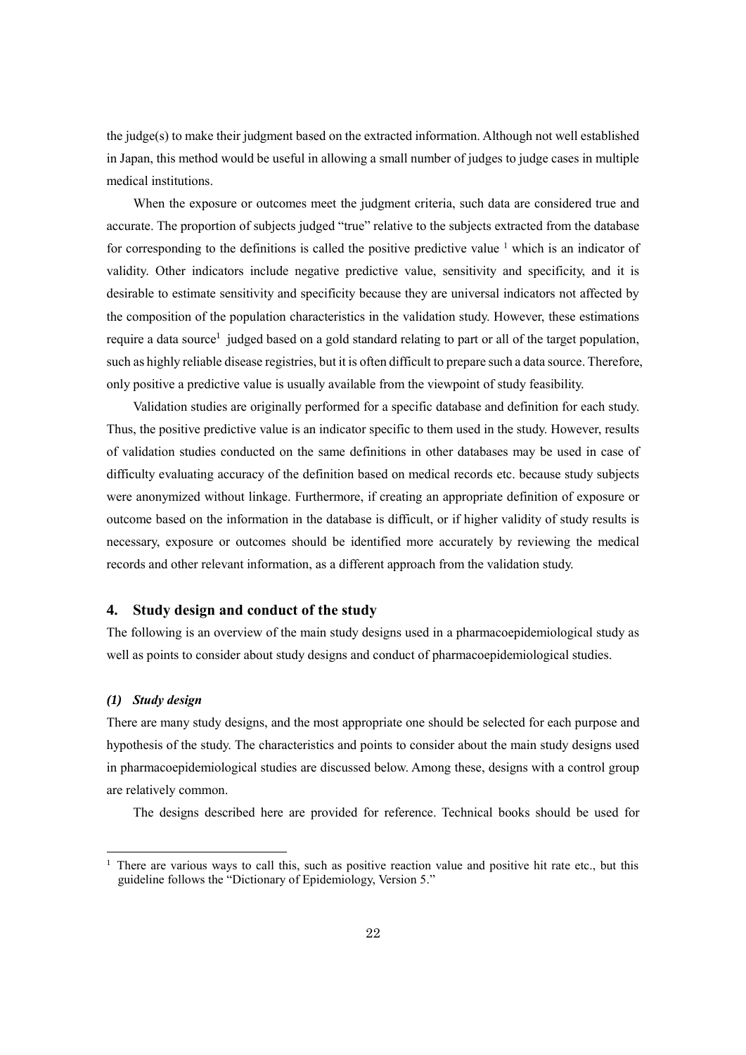the judge(s) to make their judgment based on the extracted information. Although not well established in Japan, this method would be useful in allowing a small number of judges to judge cases in multiple medical institutions.

When the exposure or outcomes meet the judgment criteria, such data are considered true and accurate. The proportion of subjects judged "true" relative to the subjects extracted from the database for corresponding to the definitions is called the positive predictive value [1] which is an indicator of validity. Other indicators include negative predictive value, sensitivity and specificity, and it is desirable to estimate sensitivity and specificity because they are universal indicators not affected by the composition of the population characteristics in the validation study. However, these estimations require a data source[1] judged based on a gold standard relating to part or all of the target population, such as highly reliable disease registries, but it is often difficult to prepare such a data source. Therefore, only positive a predictive value is usually available from the viewpoint of study feasibility.

Validation studies are originally performed for a specific database and definition for each study. Thus, the positive predictive value is an indicator specific to them used in the study. However, results of validation studies conducted on the same definitions in other databases may be used in case of difficulty evaluating accuracy of the definition based on medical records etc. because study subjects were anonymized without linkage. Furthermore, if creating an appropriate definition of exposure or outcome based on the information in the database is difficult, or if higher validity of study results is necessary, exposure or outcomes should be identified more accurately by reviewing the medical records and other relevant information, as a different approach from the validation study.

## 4. Study design and conduct of the study

The following is an overview of the main study designs used in a pharmacoepidemiological study as well as points to consider about study designs and conduct of pharmacoepidemiological studies.

### *(1) Study design*

There are many study designs, and the most appropriate one should be selected for each purpose and hypothesis of the study. The characteristics and points to consider about the main study designs used in pharmacoepidemiological studies are discussed below. Among these, designs with a control group are relatively common.

The designs described here are provided for reference. Technical books should be used for

---

[1] There are various ways to call this, such as positive reaction value and positive hit rate etc., but this guideline follows the "Dictionary of Epidemiology, Version 5."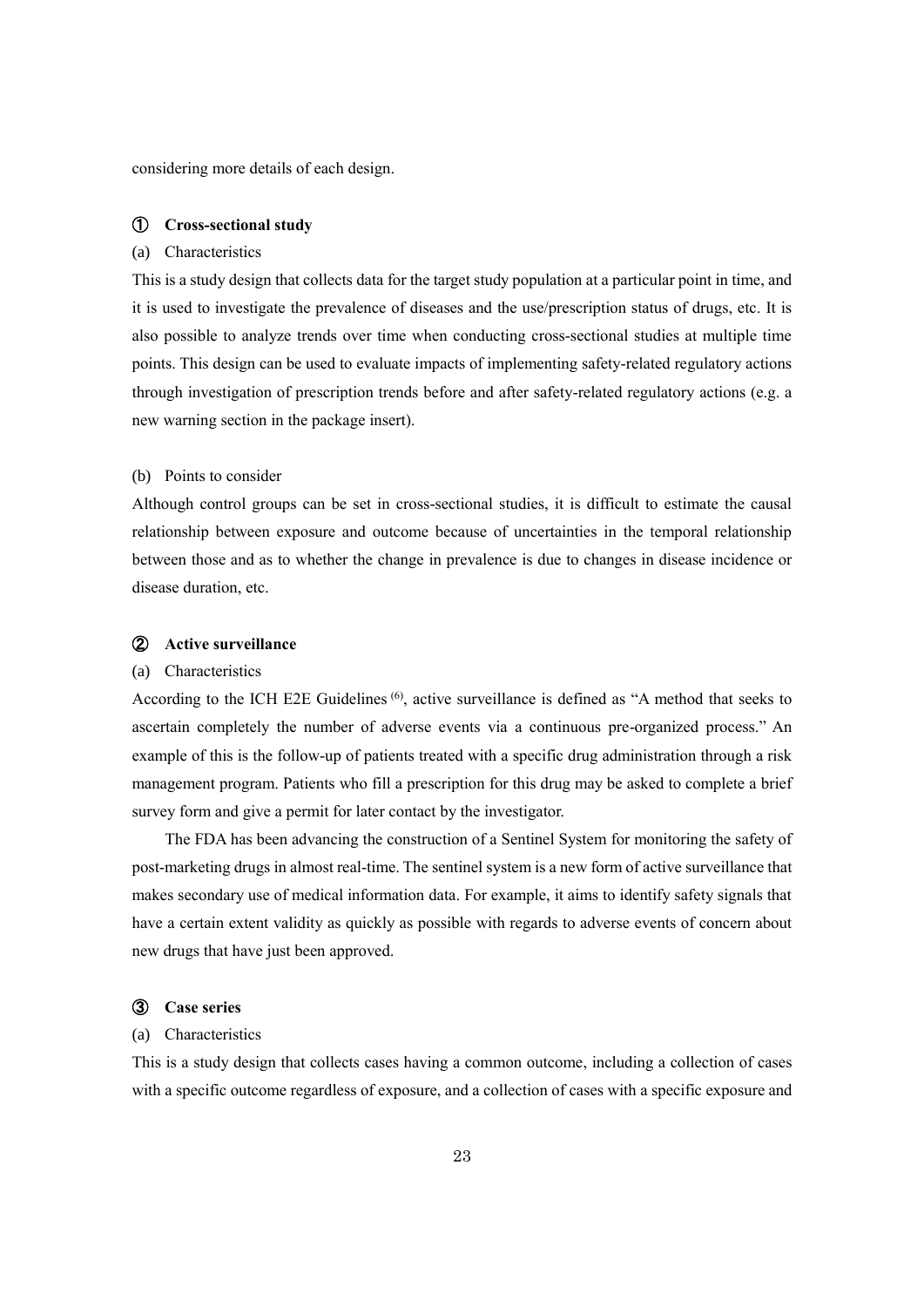considering more details of each design.

### ① Cross-sectional study

(a) Characteristics

This is a study design that collects data for the target study population at a particular point in time, and it is used to investigate the prevalence of diseases and the use/prescription status of drugs, etc. It is also possible to analyze trends over time when conducting cross-sectional studies at multiple time points. This design can be used to evaluate impacts of implementing safety-related regulatory actions through investigation of prescription trends before and after safety-related regulatory actions (e.g. a new warning section in the package insert).

(b) Points to consider

Although control groups can be set in cross-sectional studies, it is difficult to estimate the causal relationship between exposure and outcome because of uncertainties in the temporal relationship between those and as to whether the change in prevalence is due to changes in disease incidence or disease duration, etc.

### ② Active surveillance

(a) Characteristics

According to the ICH E2E Guidelines [(6)], active surveillance is defined as "A method that seeks to ascertain completely the number of adverse events via a continuous pre-organized process." An example of this is the follow-up of patients treated with a specific drug administration through a risk management program. Patients who fill a prescription for this drug may be asked to complete a brief survey form and give a permit for later contact by the investigator.

The FDA has been advancing the construction of a Sentinel System for monitoring the safety of post-marketing drugs in almost real-time. The sentinel system is a new form of active surveillance that makes secondary use of medical information data. For example, it aims to identify safety signals that have a certain extent validity as quickly as possible with regards to adverse events of concern about new drugs that have just been approved.

### ③ Case series

(a) Characteristics

This is a study design that collects cases having a common outcome, including a collection of cases with a specific outcome regardless of exposure, and a collection of cases with a specific exposure and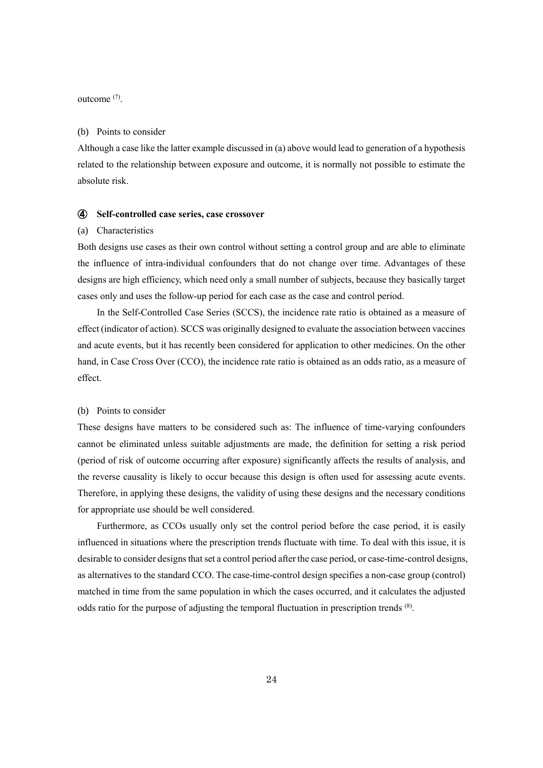outcome [7].

(b) Points to consider

Although a case like the latter example discussed in (a) above would lead to generation of a hypothesis related to the relationship between exposure and outcome, it is normally not possible to estimate the absolute risk.

#### ④ Self-controlled case series, case crossover

(a) Characteristics

Both designs use cases as their own control without setting a control group and are able to eliminate the influence of intra-individual confounders that do not change over time. Advantages of these designs are high efficiency, which need only a small number of subjects, because they basically target cases only and uses the follow-up period for each case as the case and control period.

In the Self-Controlled Case Series (SCCS), the incidence rate ratio is obtained as a measure of effect (indicator of action). SCCS was originally designed to evaluate the association between vaccines and acute events, but it has recently been considered for application to other medicines. On the other hand, in Case Cross Over (CCO), the incidence rate ratio is obtained as an odds ratio, as a measure of effect.

(b) Points to consider

These designs have matters to be considered such as: The influence of time-varying confounders cannot be eliminated unless suitable adjustments are made, the definition for setting a risk period (period of risk of outcome occurring after exposure) significantly affects the results of analysis, and the reverse causality is likely to occur because this design is often used for assessing acute events. Therefore, in applying these designs, the validity of using these designs and the necessary conditions for appropriate use should be well considered.

Furthermore, as CCOs usually only set the control period before the case period, it is easily influenced in situations where the prescription trends fluctuate with time. To deal with this issue, it is desirable to consider designs that set a control period after the case period, or case-time-control designs, as alternatives to the standard CCO. The case-time-control design specifies a non-case group (control) matched in time from the same population in which the cases occurred, and it calculates the adjusted odds ratio for the purpose of adjusting the temporal fluctuation in prescription trends [8].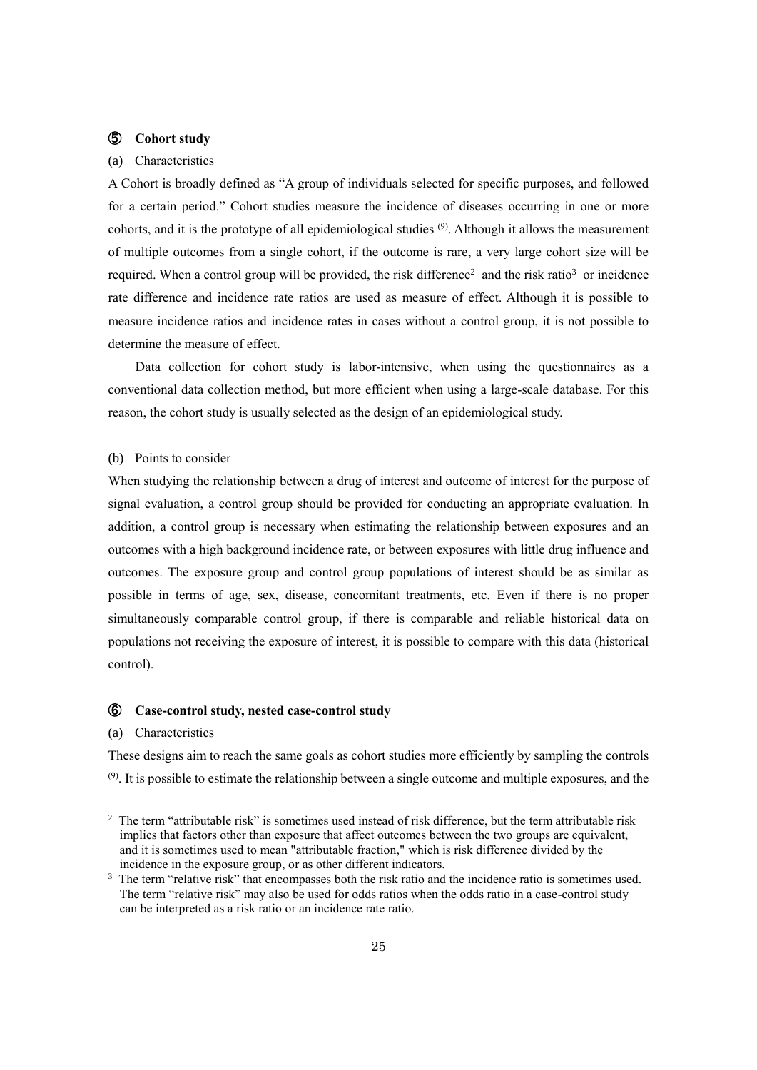### ⑤ Cohort study

(a) Characteristics

A Cohort is broadly defined as "A group of individuals selected for specific purposes, and followed for a certain period." Cohort studies measure the incidence of diseases occurring in one or more cohorts, and it is the prototype of all epidemiological studies [(9)]. Although it allows the measurement of multiple outcomes from a single cohort, if the outcome is rare, a very large cohort size will be required. When a control group will be provided, the risk difference[2] and the risk ratio[3] or incidence rate difference and incidence rate ratios are used as measure of effect. Although it is possible to measure incidence ratios and incidence rates in cases without a control group, it is not possible to determine the measure of effect.

Data collection for cohort study is labor-intensive, when using the questionnaires as a conventional data collection method, but more efficient when using a large-scale database. For this reason, the cohort study is usually selected as the design of an epidemiological study.

(b) Points to consider

When studying the relationship between a drug of interest and outcome of interest for the purpose of signal evaluation, a control group should be provided for conducting an appropriate evaluation. In addition, a control group is necessary when estimating the relationship between exposures and an outcomes with a high background incidence rate, or between exposures with little drug influence and outcomes. The exposure group and control group populations of interest should be as similar as possible in terms of age, sex, disease, concomitant treatments, etc. Even if there is no proper simultaneously comparable control group, if there is comparable and reliable historical data on populations not receiving the exposure of interest, it is possible to compare with this data (historical control).

### ⑥ Case-control study, nested case-control study

(a) Characteristics

These designs aim to reach the same goals as cohort studies more efficiently by sampling the controls [(9)]. It is possible to estimate the relationship between a single outcome and multiple exposures, and the

---

[2] The term "attributable risk" is sometimes used instead of risk difference, but the term attributable risk implies that factors other than exposure that affect outcomes between the two groups are equivalent, and it is sometimes used to mean "attributable fraction," which is risk difference divided by the incidence in the exposure group, or as other different indicators.

[3] The term "relative risk" that encompasses both the risk ratio and the incidence ratio is sometimes used. The term "relative risk" may also be used for odds ratios when the odds ratio in a case-control study can be interpreted as a risk ratio or an incidence rate ratio.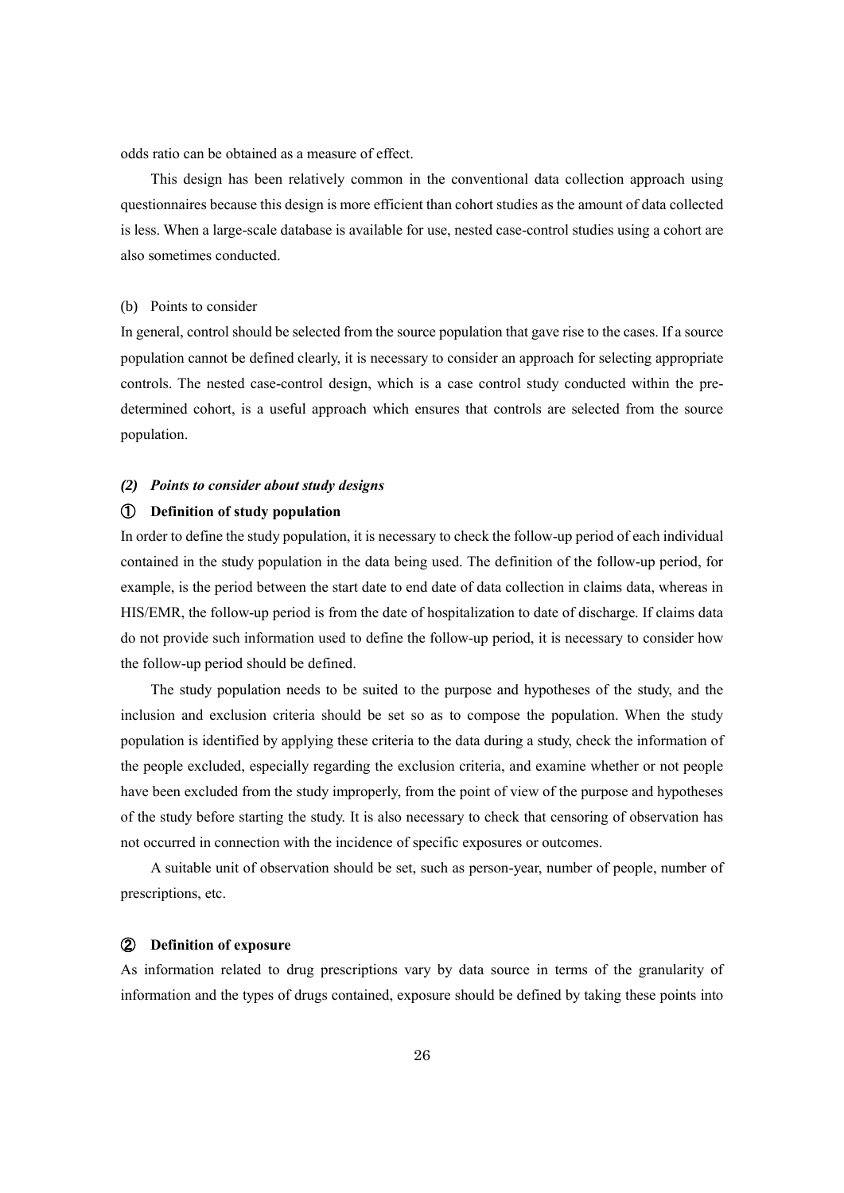odds ratio can be obtained as a measure of effect.

This design has been relatively common in the conventional data collection approach using questionnaires because this design is more efficient than cohort studies as the amount of data collected is less. When a large-scale database is available for use, nested case-control studies using a cohort are also sometimes conducted.

(b) Points to consider

In general, control should be selected from the source population that gave rise to the cases. If a source population cannot be defined clearly, it is necessary to consider an approach for selecting appropriate controls. The nested case-control design, which is a case control study conducted within the pre-determined cohort, is a useful approach which ensures that controls are selected from the source population.

### *(2) Points to consider about study designs*

#### ① Definition of study population

In order to define the study population, it is necessary to check the follow-up period of each individual contained in the study population in the data being used. The definition of the follow-up period, for example, is the period between the start date to end date of data collection in claims data, whereas in HIS/EMR, the follow-up period is from the date of hospitalization to date of discharge. If claims data do not provide such information used to define the follow-up period, it is necessary to consider how the follow-up period should be defined.

The study population needs to be suited to the purpose and hypotheses of the study, and the inclusion and exclusion criteria should be set so as to compose the population. When the study population is identified by applying these criteria to the data during a study, check the information of the people excluded, especially regarding the exclusion criteria, and examine whether or not people have been excluded from the study improperly, from the point of view of the purpose and hypotheses of the study before starting the study. It is also necessary to check that censoring of observation has not occurred in connection with the incidence of specific exposures or outcomes.

A suitable unit of observation should be set, such as person-year, number of people, number of prescriptions, etc.

#### ② Definition of exposure

As information related to drug prescriptions vary by data source in terms of the granularity of information and the types of drugs contained, exposure should be defined by taking these points into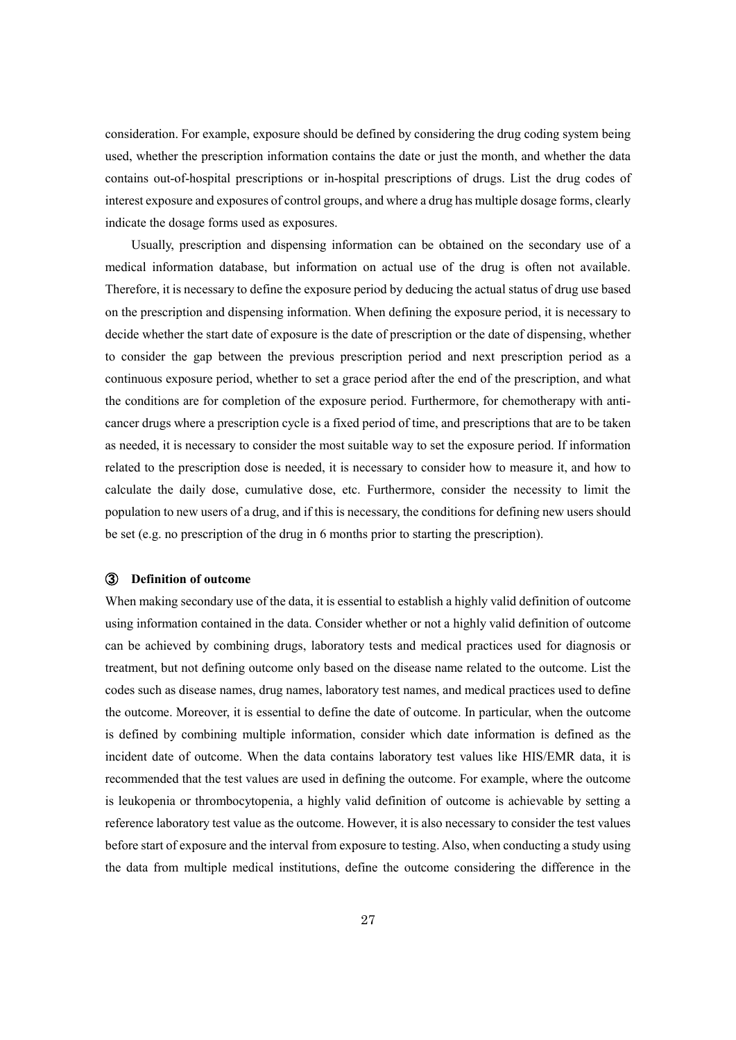consideration. For example, exposure should be defined by considering the drug coding system being used, whether the prescription information contains the date or just the month, and whether the data contains out-of-hospital prescriptions or in-hospital prescriptions of drugs. List the drug codes of interest exposure and exposures of control groups, and where a drug has multiple dosage forms, clearly indicate the dosage forms used as exposures.

Usually, prescription and dispensing information can be obtained on the secondary use of a medical information database, but information on actual use of the drug is often not available. Therefore, it is necessary to define the exposure period by deducing the actual status of drug use based on the prescription and dispensing information. When defining the exposure period, it is necessary to decide whether the start date of exposure is the date of prescription or the date of dispensing, whether to consider the gap between the previous prescription period and next prescription period as a continuous exposure period, whether to set a grace period after the end of the prescription, and what the conditions are for completion of the exposure period. Furthermore, for chemotherapy with anti-cancer drugs where a prescription cycle is a fixed period of time, and prescriptions that are to be taken as needed, it is necessary to consider the most suitable way to set the exposure period. If information related to the prescription dose is needed, it is necessary to consider how to measure it, and how to calculate the daily dose, cumulative dose, etc. Furthermore, consider the necessity to limit the population to new users of a drug, and if this is necessary, the conditions for defining new users should be set (e.g. no prescription of the drug in 6 months prior to starting the prescription).

**③ Definition of outcome**

When making secondary use of the data, it is essential to establish a highly valid definition of outcome using information contained in the data. Consider whether or not a highly valid definition of outcome can be achieved by combining drugs, laboratory tests and medical practices used for diagnosis or treatment, but not defining outcome only based on the disease name related to the outcome. List the codes such as disease names, drug names, laboratory test names, and medical practices used to define the outcome. Moreover, it is essential to define the date of outcome. In particular, when the outcome is defined by combining multiple information, consider which date information is defined as the incident date of outcome. When the data contains laboratory test values like HIS/EMR data, it is recommended that the test values are used in defining the outcome. For example, where the outcome is leukopenia or thrombocytopenia, a highly valid definition of outcome is achievable by setting a reference laboratory test value as the outcome. However, it is also necessary to consider the test values before start of exposure and the interval from exposure to testing. Also, when conducting a study using the data from multiple medical institutions, define the outcome considering the difference in the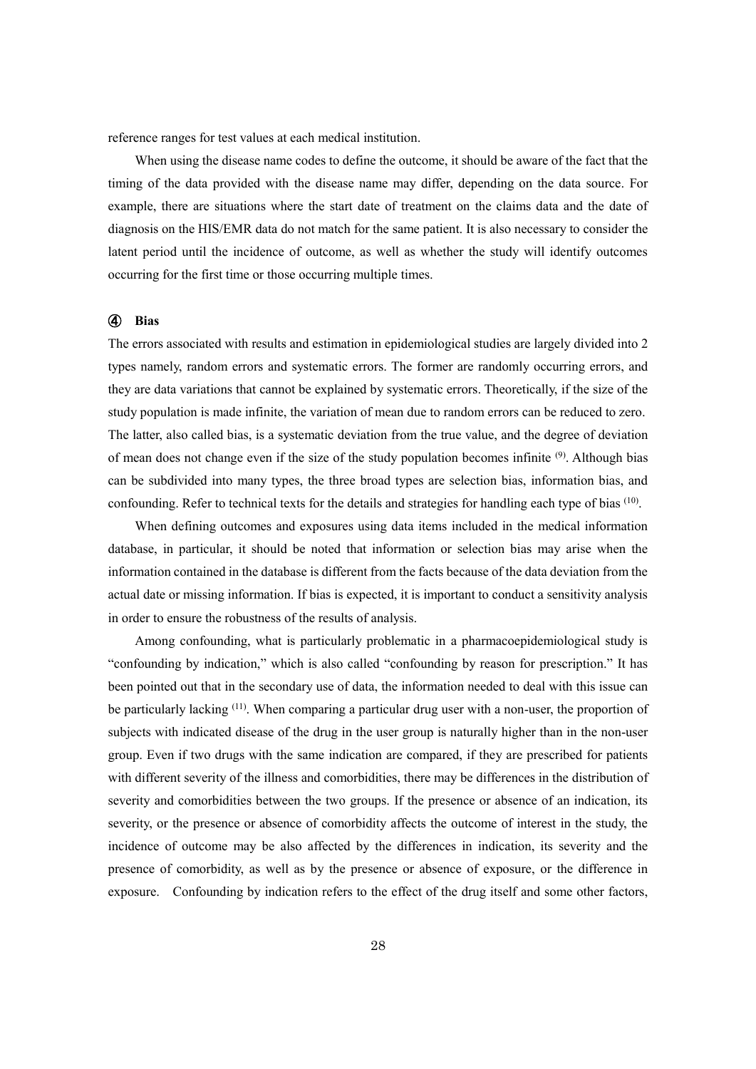reference ranges for test values at each medical institution.

When using the disease name codes to define the outcome, it should be aware of the fact that the timing of the data provided with the disease name may differ, depending on the data source. For example, there are situations where the start date of treatment on the claims data and the date of diagnosis on the HIS/EMR data do not match for the same patient. It is also necessary to consider the latent period until the incidence of outcome, as well as whether the study will identify outcomes occurring for the first time or those occurring multiple times.

#### ④ Bias

The errors associated with results and estimation in epidemiological studies are largely divided into 2 types namely, random errors and systematic errors. The former are randomly occurring errors, and they are data variations that cannot be explained by systematic errors. Theoretically, if the size of the study population is made infinite, the variation of mean due to random errors can be reduced to zero. The latter, also called bias, is a systematic deviation from the true value, and the degree of deviation of mean does not change even if the size of the study population becomes infinite [9]. Although bias can be subdivided into many types, the three broad types are selection bias, information bias, and confounding. Refer to technical texts for the details and strategies for handling each type of bias [10].

When defining outcomes and exposures using data items included in the medical information database, in particular, it should be noted that information or selection bias may arise when the information contained in the database is different from the facts because of the data deviation from the actual date or missing information. If bias is expected, it is important to conduct a sensitivity analysis in order to ensure the robustness of the results of analysis.

Among confounding, what is particularly problematic in a pharmacoepidemiological study is "confounding by indication," which is also called "confounding by reason for prescription." It has been pointed out that in the secondary use of data, the information needed to deal with this issue can be particularly lacking [11]. When comparing a particular drug user with a non-user, the proportion of subjects with indicated disease of the drug in the user group is naturally higher than in the non-user group. Even if two drugs with the same indication are compared, if they are prescribed for patients with different severity of the illness and comorbidities, there may be differences in the distribution of severity and comorbidities between the two groups. If the presence or absence of an indication, its severity, or the presence or absence of comorbidity affects the outcome of interest in the study, the incidence of outcome may be also affected by the differences in indication, its severity and the presence of comorbidity, as well as by the presence or absence of exposure, or the difference in exposure. Confounding by indication refers to the effect of the drug itself and some other factors,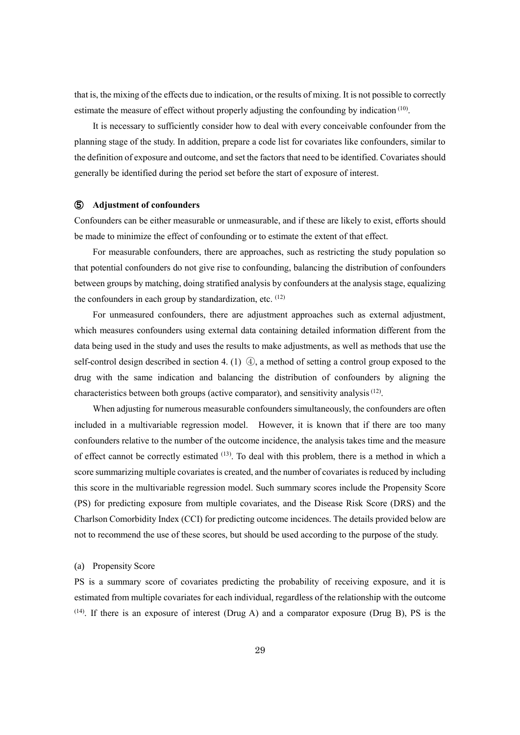that is, the mixing of the effects due to indication, or the results of mixing. It is not possible to correctly estimate the measure of effect without properly adjusting the confounding by indication [10].

It is necessary to sufficiently consider how to deal with every conceivable confounder from the planning stage of the study. In addition, prepare a code list for covariates like confounders, similar to the definition of exposure and outcome, and set the factors that need to be identified. Covariates should generally be identified during the period set before the start of exposure of interest.

#### ⑤ Adjustment of confounders

Confounders can be either measurable or unmeasurable, and if these are likely to exist, efforts should be made to minimize the effect of confounding or to estimate the extent of that effect.

For measurable confounders, there are approaches, such as restricting the study population so that potential confounders do not give rise to confounding, balancing the distribution of confounders between groups by matching, doing stratified analysis by confounders at the analysis stage, equalizing the confounders in each group by standardization, etc. [12]

For unmeasured confounders, there are adjustment approaches such as external adjustment, which measures confounders using external data containing detailed information different from the data being used in the study and uses the results to make adjustments, as well as methods that use the self-control design described in section 4. (1) ④, a method of setting a control group exposed to the drug with the same indication and balancing the distribution of confounders by aligning the characteristics between both groups (active comparator), and sensitivity analysis [12].

When adjusting for numerous measurable confounders simultaneously, the confounders are often included in a multivariable regression model. However, it is known that if there are too many confounders relative to the number of the outcome incidence, the analysis takes time and the measure of effect cannot be correctly estimated [13]. To deal with this problem, there is a method in which a score summarizing multiple covariates is created, and the number of covariates is reduced by including this score in the multivariable regression model. Such summary scores include the Propensity Score (PS) for predicting exposure from multiple covariates, and the Disease Risk Score (DRS) and the Charlson Comorbidity Index (CCI) for predicting outcome incidences. The details provided below are not to recommend the use of these scores, but should be used according to the purpose of the study.

(a) Propensity Score

PS is a summary score of covariates predicting the probability of receiving exposure, and it is estimated from multiple covariates for each individual, regardless of the relationship with the outcome [14]. If there is an exposure of interest (Drug A) and a comparator exposure (Drug B), PS is the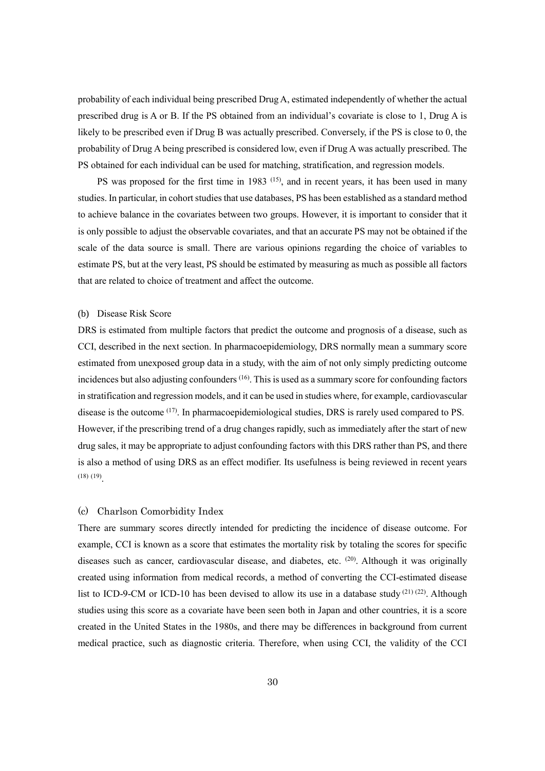probability of each individual being prescribed Drug A, estimated independently of whether the actual prescribed drug is A or B. If the PS obtained from an individual's covariate is close to 1, Drug A is likely to be prescribed even if Drug B was actually prescribed. Conversely, if the PS is close to 0, the probability of Drug A being prescribed is considered low, even if Drug A was actually prescribed. The PS obtained for each individual can be used for matching, stratification, and regression models.

PS was proposed for the first time in 1983 [(15)], and in recent years, it has been used in many studies. In particular, in cohort studies that use databases, PS has been established as a standard method to achieve balance in the covariates between two groups. However, it is important to consider that it is only possible to adjust the observable covariates, and that an accurate PS may not be obtained if the scale of the data source is small. There are various opinions regarding the choice of variables to estimate PS, but at the very least, PS should be estimated by measuring as much as possible all factors that are related to choice of treatment and affect the outcome.

(b) Disease Risk Score

DRS is estimated from multiple factors that predict the outcome and prognosis of a disease, such as CCI, described in the next section. In pharmacoepidemiology, DRS normally mean a summary score estimated from unexposed group data in a study, with the aim of not only simply predicting outcome incidences but also adjusting confounders [(16)]. This is used as a summary score for confounding factors in stratification and regression models, and it can be used in studies where, for example, cardiovascular disease is the outcome [(17)]. In pharmacoepidemiological studies, DRS is rarely used compared to PS. However, if the prescribing trend of a drug changes rapidly, such as immediately after the start of new drug sales, it may be appropriate to adjust confounding factors with this DRS rather than PS, and there is also a method of using DRS as an effect modifier. Its usefulness is being reviewed in recent years [(18) (19)].

(c) Charlson Comorbidity Index

There are summary scores directly intended for predicting the incidence of disease outcome. For example, CCI is known as a score that estimates the mortality risk by totaling the scores for specific diseases such as cancer, cardiovascular disease, and diabetes, etc. [(20)]. Although it was originally created using information from medical records, a method of converting the CCI-estimated disease list to ICD-9-CM or ICD-10 has been devised to allow its use in a database study [(21) (22)]. Although studies using this score as a covariate have been seen both in Japan and other countries, it is a score created in the United States in the 1980s, and there may be differences in background from current medical practice, such as diagnostic criteria. Therefore, when using CCI, the validity of the CCI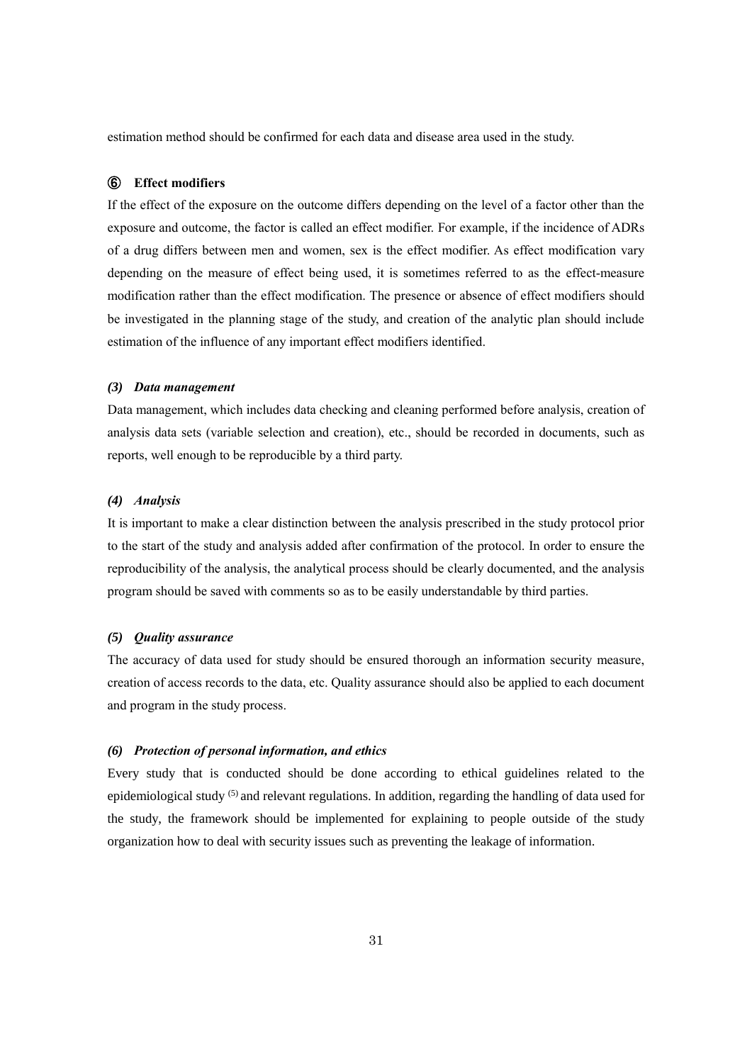estimation method should be confirmed for each data and disease area used in the study.

#### ⑥ Effect modifiers

If the effect of the exposure on the outcome differs depending on the level of a factor other than the exposure and outcome, the factor is called an effect modifier. For example, if the incidence of ADRs of a drug differs between men and women, sex is the effect modifier. As effect modification vary depending on the measure of effect being used, it is sometimes referred to as the effect-measure modification rather than the effect modification. The presence or absence of effect modifiers should be investigated in the planning stage of the study, and creation of the analytic plan should include estimation of the influence of any important effect modifiers identified.

### *(3) Data management*

Data management, which includes data checking and cleaning performed before analysis, creation of analysis data sets (variable selection and creation), etc., should be recorded in documents, such as reports, well enough to be reproducible by a third party.

### *(4) Analysis*

It is important to make a clear distinction between the analysis prescribed in the study protocol prior to the start of the study and analysis added after confirmation of the protocol. In order to ensure the reproducibility of the analysis, the analytical process should be clearly documented, and the analysis program should be saved with comments so as to be easily understandable by third parties.

### *(5) Quality assurance*

The accuracy of data used for study should be ensured thorough an information security measure, creation of access records to the data, etc. Quality assurance should also be applied to each document and program in the study process.

### *(6) Protection of personal information, and ethics*

Every study that is conducted should be done according to ethical guidelines related to the epidemiological study [5] and relevant regulations. In addition, regarding the handling of data used for the study, the framework should be implemented for explaining to people outside of the study organization how to deal with security issues such as preventing the leakage of information.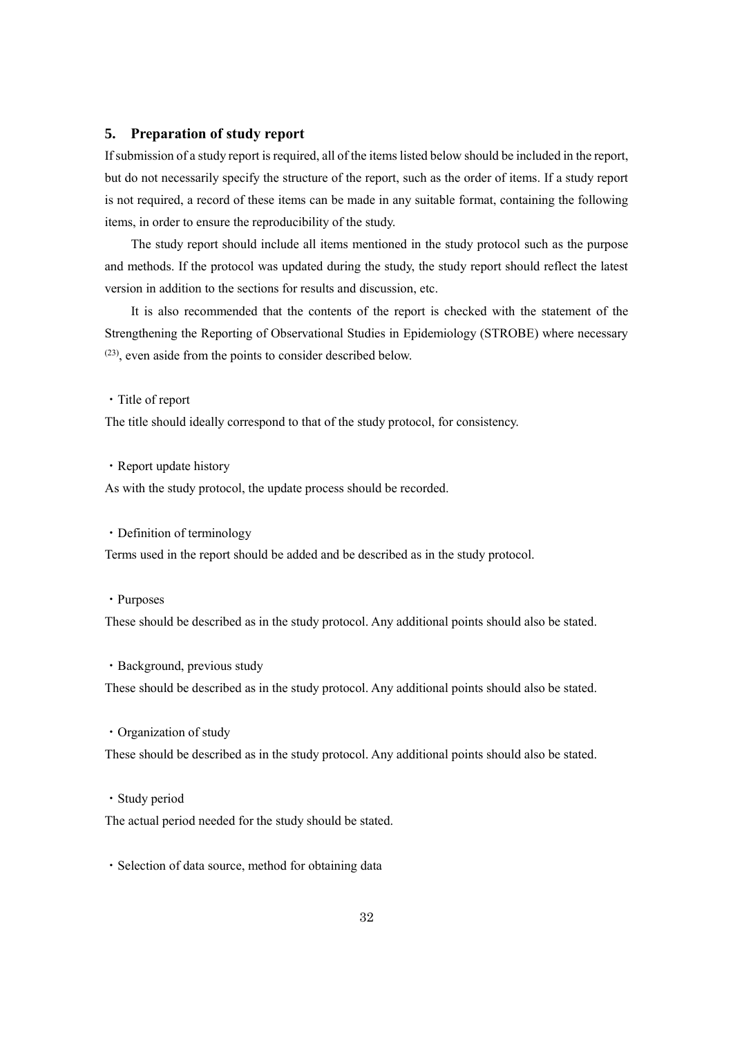## 5. Preparation of study report

If submission of a study report is required, all of the items listed below should be included in the report, but do not necessarily specify the structure of the report, such as the order of items. If a study report is not required, a record of these items can be made in any suitable format, containing the following items, in order to ensure the reproducibility of the study.

The study report should include all items mentioned in the study protocol such as the purpose and methods. If the protocol was updated during the study, the study report should reflect the latest version in addition to the sections for results and discussion, etc.

It is also recommended that the contents of the report is checked with the statement of the Strengthening the Reporting of Observational Studies in Epidemiology (STROBE) where necessary [23], even aside from the points to consider described below.

・Title of report

The title should ideally correspond to that of the study protocol, for consistency.

・Report update history

As with the study protocol, the update process should be recorded.

・Definition of terminology

Terms used in the report should be added and be described as in the study protocol.

・Purposes

These should be described as in the study protocol. Any additional points should also be stated.

・Background, previous study

These should be described as in the study protocol. Any additional points should also be stated.

・Organization of study

These should be described as in the study protocol. Any additional points should also be stated.

・Study period

The actual period needed for the study should be stated.

・Selection of data source, method for obtaining data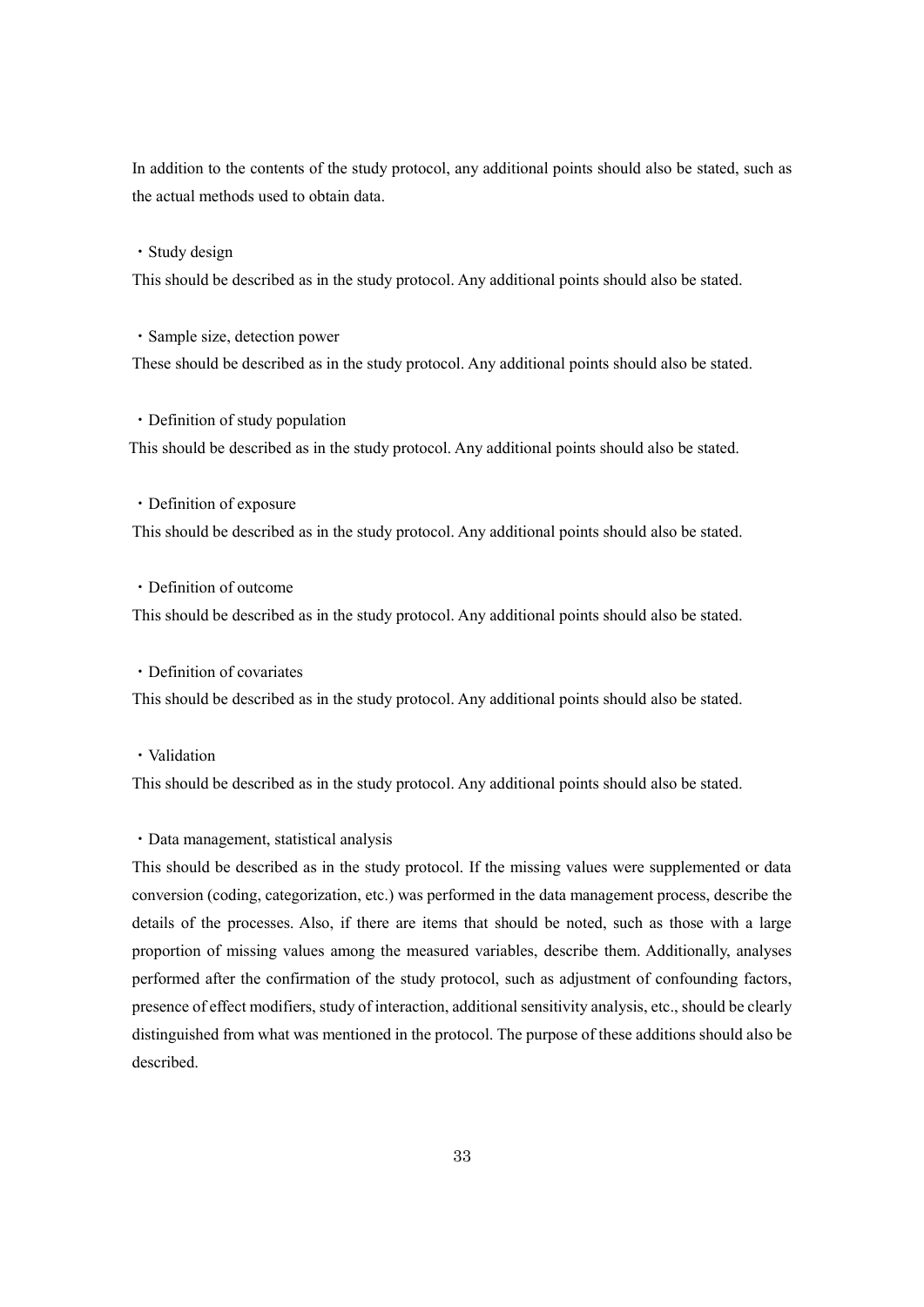In addition to the contents of the study protocol, any additional points should also be stated, such as the actual methods used to obtain data.

・Study design

This should be described as in the study protocol. Any additional points should also be stated.

・Sample size, detection power

These should be described as in the study protocol. Any additional points should also be stated.

・Definition of study population

This should be described as in the study protocol. Any additional points should also be stated.

・Definition of exposure

This should be described as in the study protocol. Any additional points should also be stated.

・Definition of outcome

This should be described as in the study protocol. Any additional points should also be stated.

・Definition of covariates

This should be described as in the study protocol. Any additional points should also be stated.

・Validation

This should be described as in the study protocol. Any additional points should also be stated.

・Data management, statistical analysis

This should be described as in the study protocol. If the missing values were supplemented or data conversion (coding, categorization, etc.) was performed in the data management process, describe the details of the processes. Also, if there are items that should be noted, such as those with a large proportion of missing values among the measured variables, describe them. Additionally, analyses performed after the confirmation of the study protocol, such as adjustment of confounding factors, presence of effect modifiers, study of interaction, additional sensitivity analysis, etc., should be clearly distinguished from what was mentioned in the protocol. The purpose of these additions should also be described.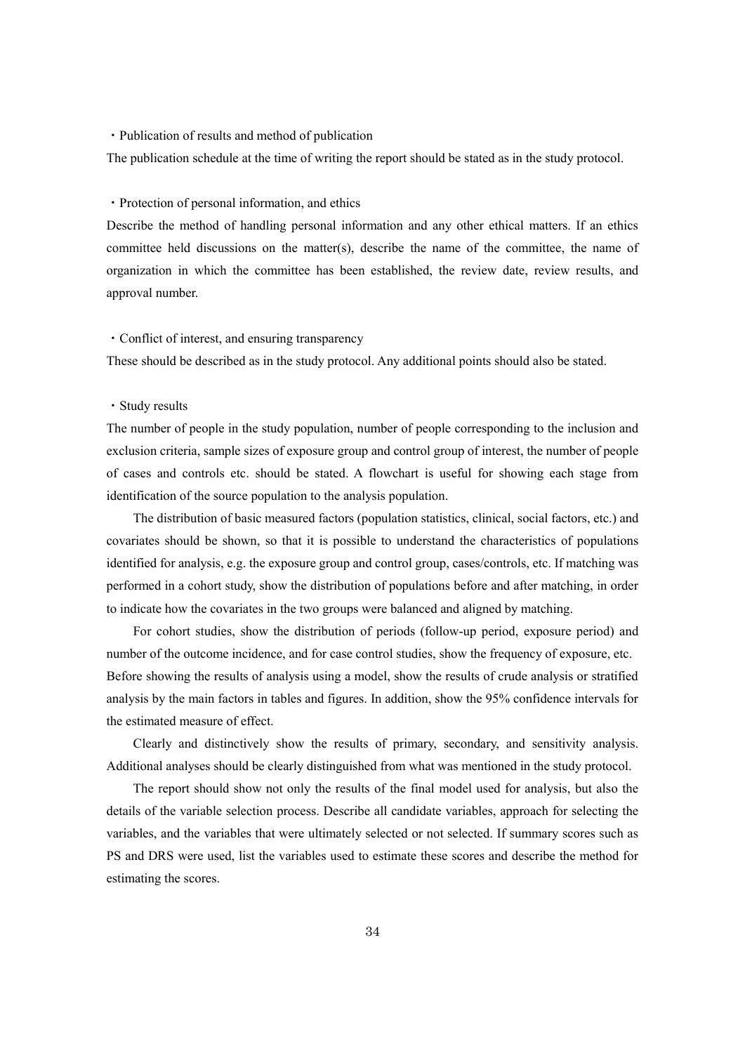・Publication of results and method of publication

The publication schedule at the time of writing the report should be stated as in the study protocol.

・Protection of personal information, and ethics

Describe the method of handling personal information and any other ethical matters. If an ethics committee held discussions on the matter(s), describe the name of the committee, the name of organization in which the committee has been established, the review date, review results, and approval number.

・Conflict of interest, and ensuring transparency

These should be described as in the study protocol. Any additional points should also be stated.

・Study results

The number of people in the study population, number of people corresponding to the inclusion and exclusion criteria, sample sizes of exposure group and control group of interest, the number of people of cases and controls etc. should be stated. A flowchart is useful for showing each stage from identification of the source population to the analysis population.

The distribution of basic measured factors (population statistics, clinical, social factors, etc.) and covariates should be shown, so that it is possible to understand the characteristics of populations identified for analysis, e.g. the exposure group and control group, cases/controls, etc. If matching was performed in a cohort study, show the distribution of populations before and after matching, in order to indicate how the covariates in the two groups were balanced and aligned by matching.

For cohort studies, show the distribution of periods (follow-up period, exposure period) and number of the outcome incidence, and for case control studies, show the frequency of exposure, etc. Before showing the results of analysis using a model, show the results of crude analysis or stratified analysis by the main factors in tables and figures. In addition, show the 95% confidence intervals for the estimated measure of effect.

Clearly and distinctively show the results of primary, secondary, and sensitivity analysis. Additional analyses should be clearly distinguished from what was mentioned in the study protocol.

The report should show not only the results of the final model used for analysis, but also the details of the variable selection process. Describe all candidate variables, approach for selecting the variables, and the variables that were ultimately selected or not selected. If summary scores such as PS and DRS were used, list the variables used to estimate these scores and describe the method for estimating the scores.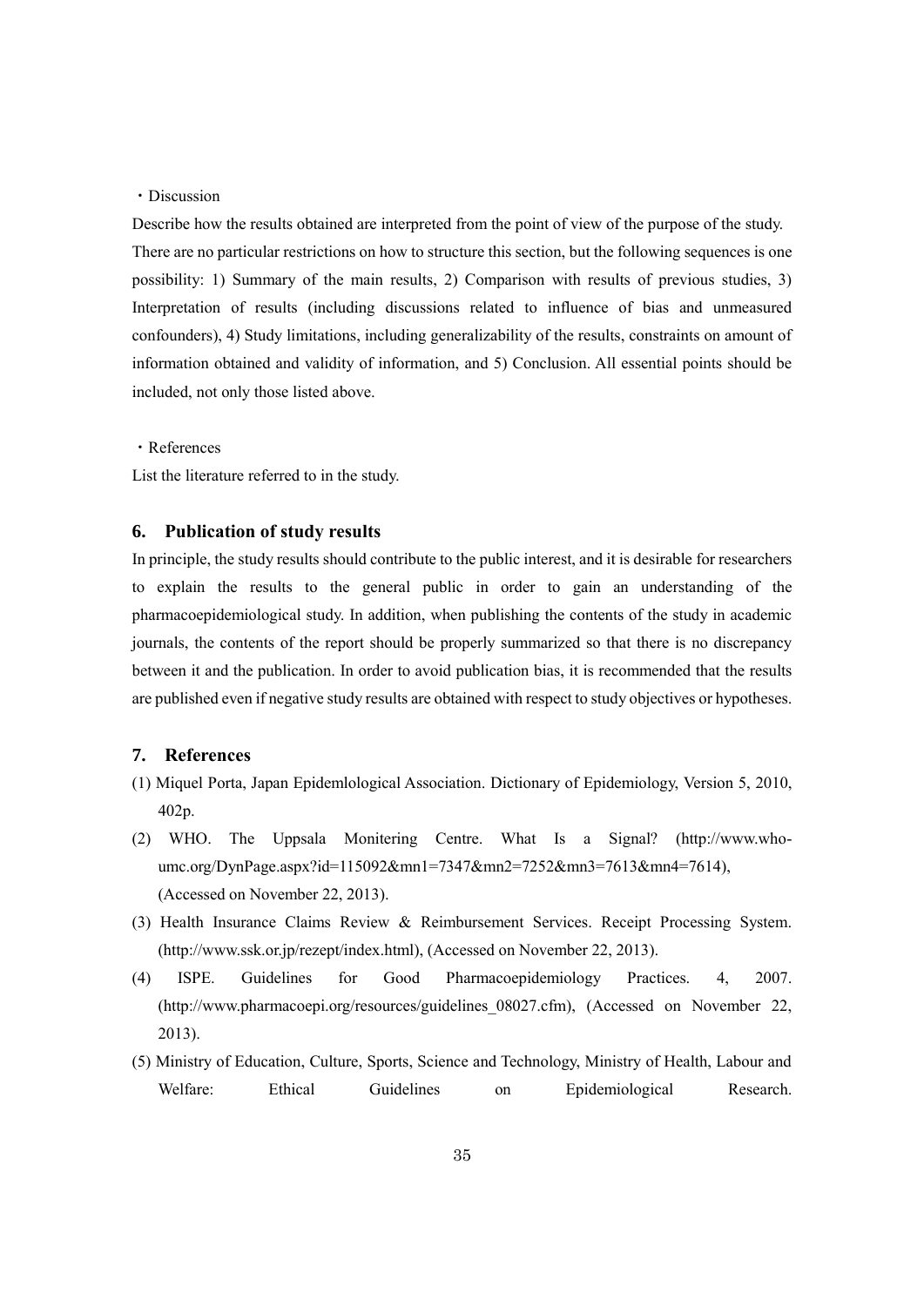・Discussion

Describe how the results obtained are interpreted from the point of view of the purpose of the study. There are no particular restrictions on how to structure this section, but the following sequences is one possibility: 1) Summary of the main results, 2) Comparison with results of previous studies, 3) Interpretation of results (including discussions related to influence of bias and unmeasured confounders), 4) Study limitations, including generalizability of the results, constraints on amount of information obtained and validity of information, and 5) Conclusion. All essential points should be included, not only those listed above.

・References

List the literature referred to in the study.

## 6. Publication of study results

In principle, the study results should contribute to the public interest, and it is desirable for researchers to explain the results to the general public in order to gain an understanding of the pharmacoepidemiological study. In addition, when publishing the contents of the study in academic journals, the contents of the report should be properly summarized so that there is no discrepancy between it and the publication. In order to avoid publication bias, it is recommended that the results are published even if negative study results are obtained with respect to study objectives or hypotheses.

## 7. References

(1) Miquel Porta, Japan Epidemlological Association. Dictionary of Epidemiology, Version 5, 2010, 402p.

(2) WHO. The Uppsala Monitering Centre. What Is a Signal? (http://www.who-umc.org/DynPage.aspx?id=115092&mn1=7347&mn2=7252&mn3=7613&mn4=7614), (Accessed on November 22, 2013).

(3) Health Insurance Claims Review & Reimbursement Services. Receipt Processing System. (http://www.ssk.or.jp/rezept/index.html), (Accessed on November 22, 2013).

(4) ISPE. Guidelines for Good Pharmacoepidemiology Practices. 4, 2007. (http://www.pharmacoepi.org/resources/guidelines_08027.cfm), (Accessed on November 22, 2013).

(5) Ministry of Education, Culture, Sports, Science and Technology, Ministry of Health, Labour and Welfare: Ethical Guidelines on Epidemiological Research.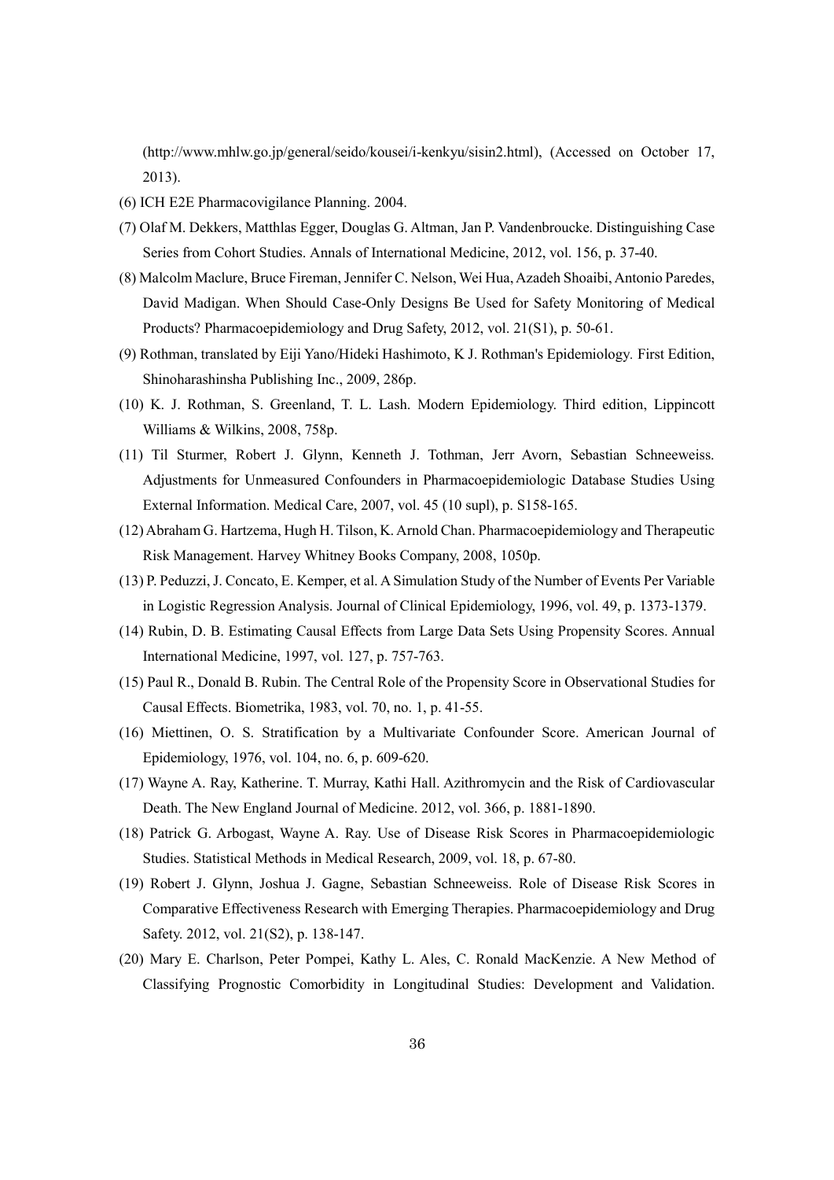(http://www.mhlw.go.jp/general/seido/kousei/i-kenkyu/sisin2.html), (Accessed on October 17, 2013).

(6) ICH E2E Pharmacovigilance Planning. 2004.

(7) Olaf M. Dekkers, Matthlas Egger, Douglas G. Altman, Jan P. Vandenbroucke. Distinguishing Case Series from Cohort Studies. Annals of International Medicine, 2012, vol. 156, p. 37-40.

(8) Malcolm Maclure, Bruce Fireman, Jennifer C. Nelson, Wei Hua, Azadeh Shoaibi, Antonio Paredes, David Madigan. When Should Case-Only Designs Be Used for Safety Monitoring of Medical Products? Pharmacoepidemiology and Drug Safety, 2012, vol. 21(S1), p. 50-61.

(9) Rothman, translated by Eiji Yano/Hideki Hashimoto, K J. Rothman's Epidemiology. First Edition, Shinoharashinsha Publishing Inc., 2009, 286p.

(10) K. J. Rothman, S. Greenland, T. L. Lash. Modern Epidemiology. Third edition, Lippincott Williams & Wilkins, 2008, 758p.

(11) Til Sturmer, Robert J. Glynn, Kenneth J. Tothman, Jerr Avorn, Sebastian Schneeweiss. Adjustments for Unmeasured Confounders in Pharmacoepidemiologic Database Studies Using External Information. Medical Care, 2007, vol. 45 (10 supl), p. S158-165.

(12) Abraham G. Hartzema, Hugh H. Tilson, K. Arnold Chan. Pharmacoepidemiology and Therapeutic Risk Management. Harvey Whitney Books Company, 2008, 1050p.

(13) P. Peduzzi, J. Concato, E. Kemper, et al. A Simulation Study of the Number of Events Per Variable in Logistic Regression Analysis. Journal of Clinical Epidemiology, 1996, vol. 49, p. 1373-1379.

(14) Rubin, D. B. Estimating Causal Effects from Large Data Sets Using Propensity Scores. Annual International Medicine, 1997, vol. 127, p. 757-763.

(15) Paul R., Donald B. Rubin. The Central Role of the Propensity Score in Observational Studies for Causal Effects. Biometrika, 1983, vol. 70, no. 1, p. 41-55.

(16) Miettinen, O. S. Stratification by a Multivariate Confounder Score. American Journal of Epidemiology, 1976, vol. 104, no. 6, p. 609-620.

(17) Wayne A. Ray, Katherine. T. Murray, Kathi Hall. Azithromycin and the Risk of Cardiovascular Death. The New England Journal of Medicine. 2012, vol. 366, p. 1881-1890.

(18) Patrick G. Arbogast, Wayne A. Ray. Use of Disease Risk Scores in Pharmacoepidemiologic Studies. Statistical Methods in Medical Research, 2009, vol. 18, p. 67-80.

(19) Robert J. Glynn, Joshua J. Gagne, Sebastian Schneeweiss. Role of Disease Risk Scores in Comparative Effectiveness Research with Emerging Therapies. Pharmacoepidemiology and Drug Safety. 2012, vol. 21(S2), p. 138-147.

(20) Mary E. Charlson, Peter Pompei, Kathy L. Ales, C. Ronald MacKenzie. A New Method of Classifying Prognostic Comorbidity in Longitudinal Studies: Development and Validation.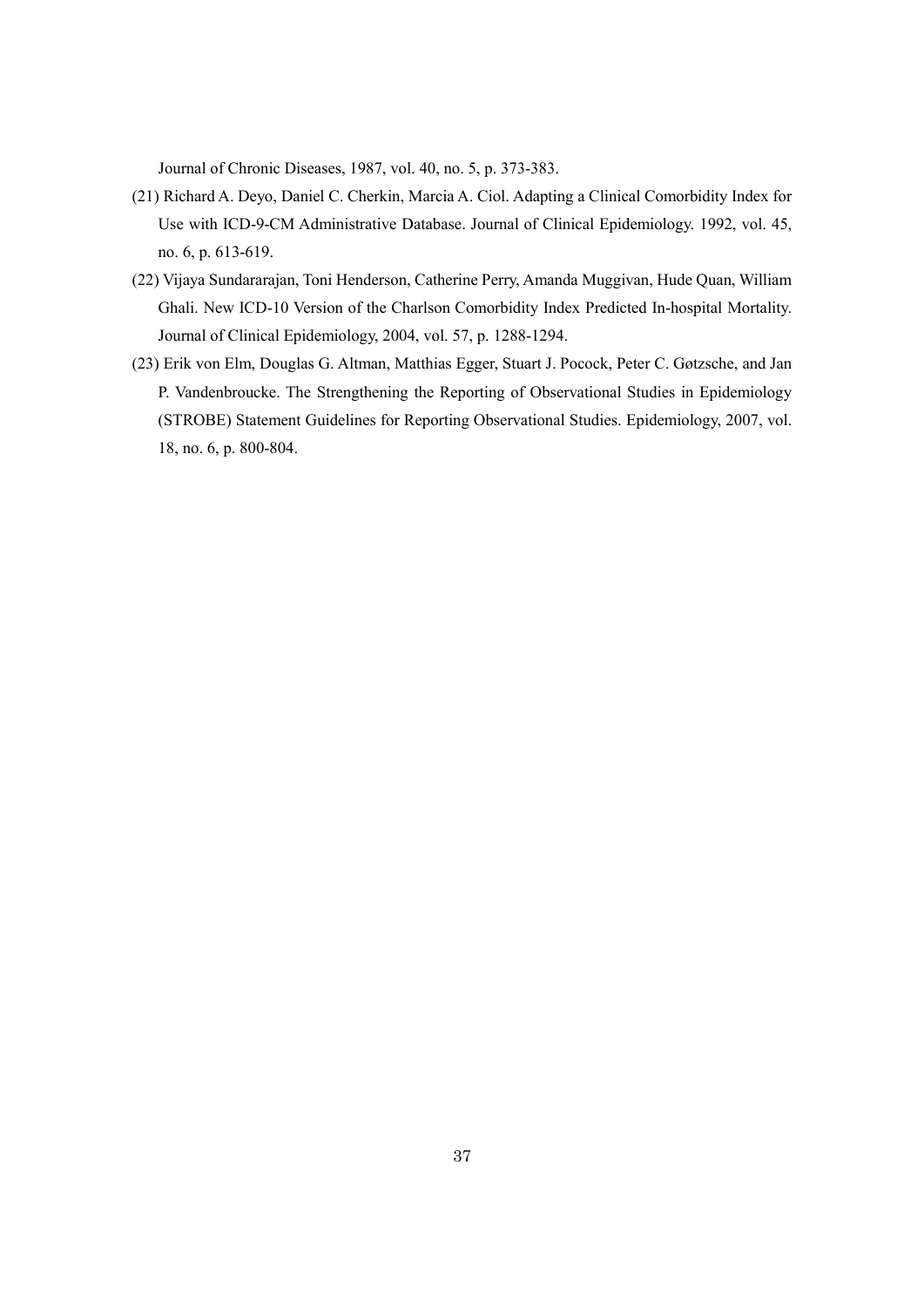Journal of Chronic Diseases, 1987, vol. 40, no. 5, p. 373-383.

(21) Richard A. Deyo, Daniel C. Cherkin, Marcia A. Ciol. Adapting a Clinical Comorbidity Index for Use with ICD-9-CM Administrative Database. Journal of Clinical Epidemiology. 1992, vol. 45, no. 6, p. 613-619.

(22) Vijaya Sundararajan, Toni Henderson, Catherine Perry, Amanda Muggivan, Hude Quan, William Ghali. New ICD-10 Version of the Charlson Comorbidity Index Predicted In-hospital Mortality. Journal of Clinical Epidemiology, 2004, vol. 57, p. 1288-1294.

(23) Erik von Elm, Douglas G. Altman, Matthias Egger, Stuart J. Pocock, Peter C. Gøtzsche, and Jan P. Vandenbroucke. The Strengthening the Reporting of Observational Studies in Epidemiology (STROBE) Statement Guidelines for Reporting Observational Studies. Epidemiology, 2007, vol. 18, no. 6, p. 800-804.